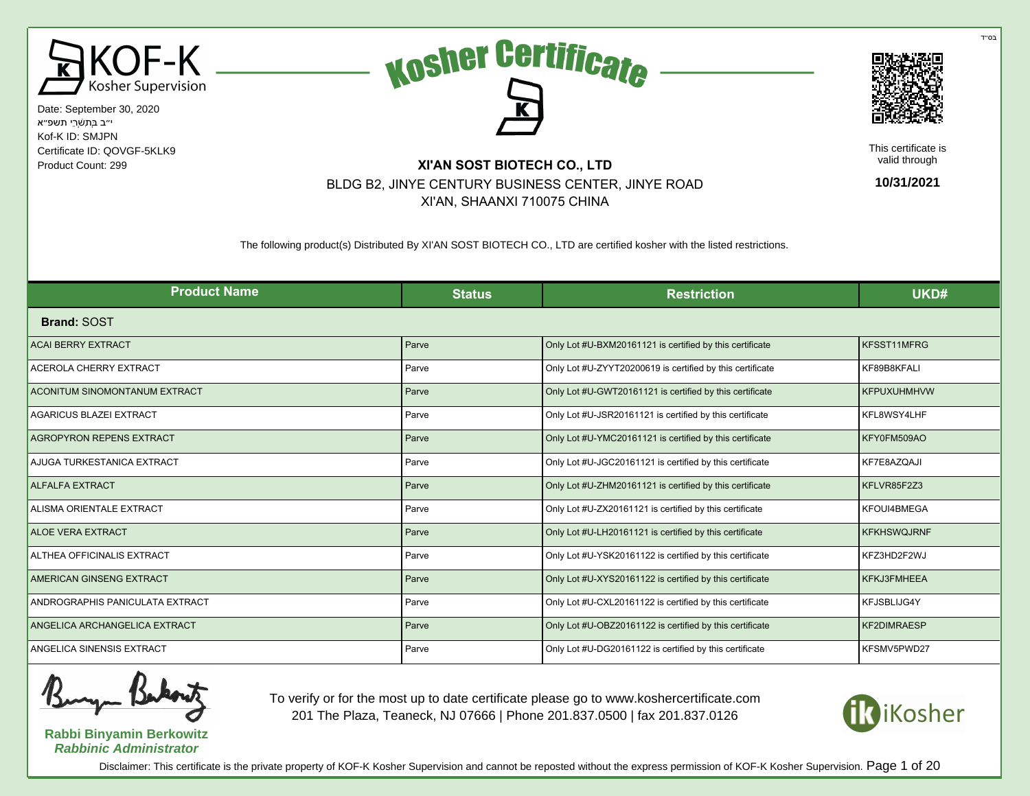בס"ד

# KOF-K Kosher Supervision

Date: September 30, 2020
י"ב בְּתִשְׁרֵי תשפ"א
Kof-K ID: SMJPN
Certificate ID: QOVGF-5KLK9
Product Count: 299

# Kosher Certificate

**XI'AN SOST BIOTECH CO., LTD**
BLDG B2, JINYE CENTURY BUSINESS CENTER, JINYE ROAD
XI'AN, SHAANXI 710075 CHINA

This certificate is valid through **10/31/2021**

The following product(s) Distributed By XI'AN SOST BIOTECH CO., LTD are certified kosher with the listed restrictions.

| Product Name | Status | Restriction | UKD# |
|---|---|---|---|
| **Brand:** SOST | | | |
| ACAI BERRY EXTRACT | Parve | Only Lot #U-BXM20161121 is certified by this certificate | KFSST11MFRG |
| ACEROLA CHERRY EXTRACT | Parve | Only Lot #U-ZYYT20200619 is certified by this certificate | KF89B8KFALI |
| ACONITUM SINOMONTANUM EXTRACT | Parve | Only Lot #U-GWT20161121 is certified by this certificate | KFPUXUHMHVW |
| AGARICUS BLAZEI EXTRACT | Parve | Only Lot #U-JSR20161121 is certified by this certificate | KFL8WSY4LHF |
| AGROPYRON REPENS EXTRACT | Parve | Only Lot #U-YMC20161121 is certified by this certificate | KFY0FM509AO |
| AJUGA TURKESTANICA EXTRACT | Parve | Only Lot #U-JGC20161121 is certified by this certificate | KF7E8AZQAJI |
| ALFALFA EXTRACT | Parve | Only Lot #U-ZHM20161121 is certified by this certificate | KFLVR85F2Z3 |
| ALISMA ORIENTALE EXTRACT | Parve | Only Lot #U-ZX20161121 is certified by this certificate | KFOUI4BMEGA |
| ALOE VERA EXTRACT | Parve | Only Lot #U-LH20161121 is certified by this certificate | KFKHSWQJRNF |
| ALTHEA OFFICINALIS EXTRACT | Parve | Only Lot #U-YSK20161122 is certified by this certificate | KFZ3HD2F2WJ |
| AMERICAN GINSENG EXTRACT | Parve | Only Lot #U-XYS20161122 is certified by this certificate | KFKJ3FMHEEA |
| ANDROGRAPHIS PANICULATA EXTRACT | Parve | Only Lot #U-CXL20161122 is certified by this certificate | KFJSBLIJG4Y |
| ANGELICA ARCHANGELICA EXTRACT | Parve | Only Lot #U-OBZ20161122 is certified by this certificate | KF2DIMRAESP |
| ANGELICA SINENSIS EXTRACT | Parve | Only Lot #U-DG20161122 is certified by this certificate | KFSMV5PWD27 |

**Rabbi Binyamin Berkowitz**
***Rabbinic Administrator***

To verify or for the most up to date certificate please go to www.koshercertificate.com
201 The Plaza, Teaneck, NJ 07666 | Phone 201.837.0500 | fax 201.837.0126

iKosher

Disclaimer: This certificate is the private property of KOF-K Kosher Supervision and cannot be reposted without the express permission of KOF-K Kosher Supervision.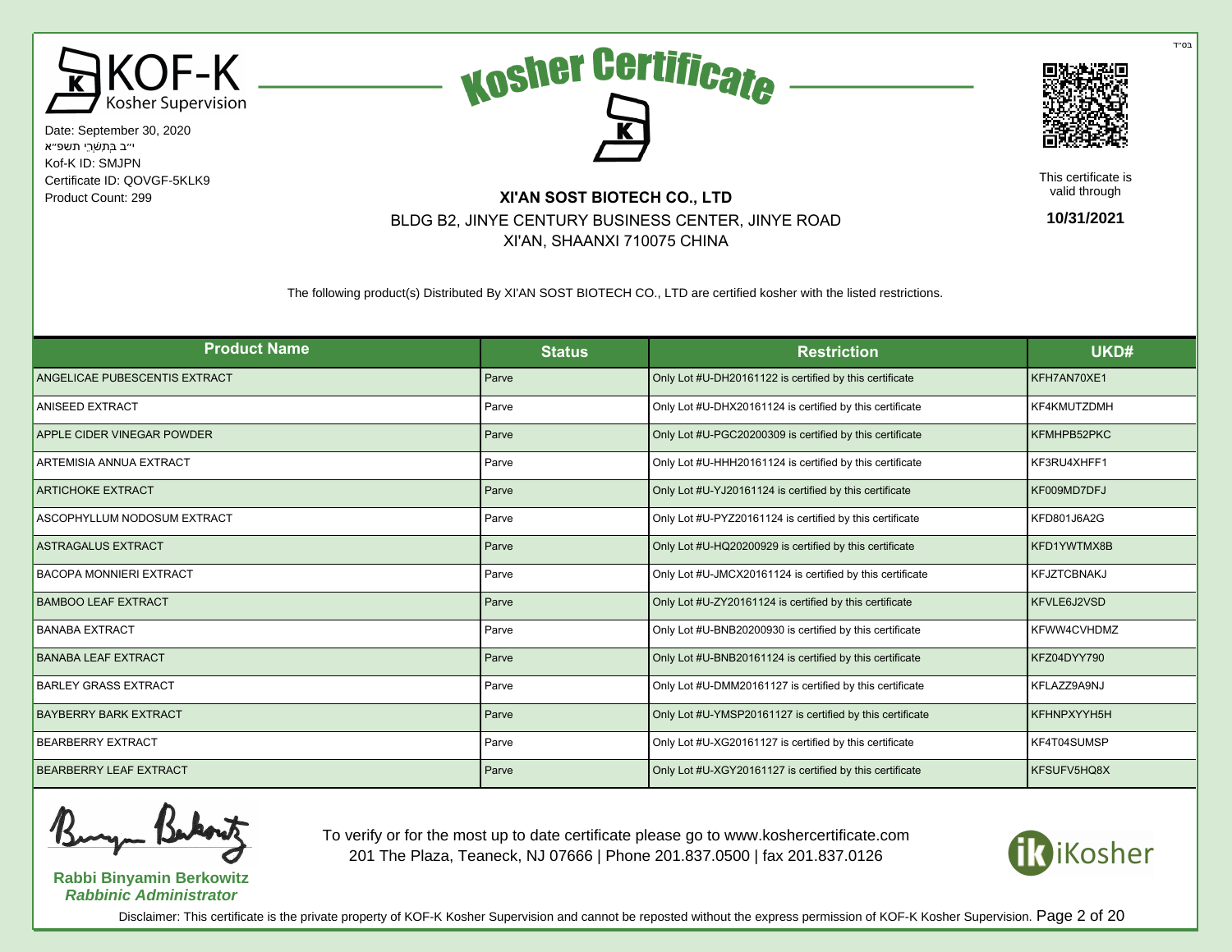בס"ד

KOF-K Kosher Supervision

# Kosher Certificate

Date: September 30, 2020
י"ב בְּתִשְׁרֵי תשפ"א
Kof-K ID: SMJPN
Certificate ID: QOVGF-5KLK9
Product Count: 299

**XI'AN SOST BIOTECH CO., LTD**
BLDG B2, JINYE CENTURY BUSINESS CENTER, JINYE ROAD
XI'AN, SHAANXI 710075 CHINA

This certificate is valid through
**10/31/2021**

The following product(s) Distributed By XI'AN SOST BIOTECH CO., LTD are certified kosher with the listed restrictions.

| Product Name | Status | Restriction | UKD# |
|---|---|---|---|
| ANGELICAE PUBESCENTIS EXTRACT | Parve | Only Lot #U-DH20161122 is certified by this certificate | KFH7AN70XE1 |
| ANISEED EXTRACT | Parve | Only Lot #U-DHX20161124 is certified by this certificate | KF4KMUTZDMH |
| APPLE CIDER VINEGAR POWDER | Parve | Only Lot #U-PGC20200309 is certified by this certificate | KFMHPB52PKC |
| ARTEMISIA ANNUA EXTRACT | Parve | Only Lot #U-HHH20161124 is certified by this certificate | KF3RU4XHFF1 |
| ARTICHOKE EXTRACT | Parve | Only Lot #U-YJ20161124 is certified by this certificate | KF009MD7DFJ |
| ASCOPHYLLUM NODOSUM EXTRACT | Parve | Only Lot #U-PYZ20161124 is certified by this certificate | KFD801J6A2G |
| ASTRAGALUS EXTRACT | Parve | Only Lot #U-HQ20200929 is certified by this certificate | KFD1YWTMX8B |
| BACOPA MONNIERI EXTRACT | Parve | Only Lot #U-JMCX20161124 is certified by this certificate | KFJZTCBNAKJ |
| BAMBOO LEAF EXTRACT | Parve | Only Lot #U-ZY20161124 is certified by this certificate | KFVLE6J2VSD |
| BANABA EXTRACT | Parve | Only Lot #U-BNB20200930 is certified by this certificate | KFWW4CVHDMZ |
| BANABA LEAF EXTRACT | Parve | Only Lot #U-BNB20161124 is certified by this certificate | KFZ04DYY790 |
| BARLEY GRASS EXTRACT | Parve | Only Lot #U-DMM20161127 is certified by this certificate | KFLAZZ9A9NJ |
| BAYBERRY BARK EXTRACT | Parve | Only Lot #U-YMSP20161127 is certified by this certificate | KFHNPXYYH5H |
| BEARBERRY EXTRACT | Parve | Only Lot #U-XG20161127 is certified by this certificate | KF4T04SUMSP |
| BEARBERRY LEAF EXTRACT | Parve | Only Lot #U-XGY20161127 is certified by this certificate | KFSUFV5HQ8X |

**Rabbi Binyamin Berkowitz**
***Rabbinic Administrator***

To verify or for the most up to date certificate please go to www.koshercertificate.com
201 The Plaza, Teaneck, NJ 07666 | Phone 201.837.0500 | fax 201.837.0126

iKosher

Disclaimer: This certificate is the private property of KOF-K Kosher Supervision and cannot be reposted without the express permission of KOF-K Kosher Supervision.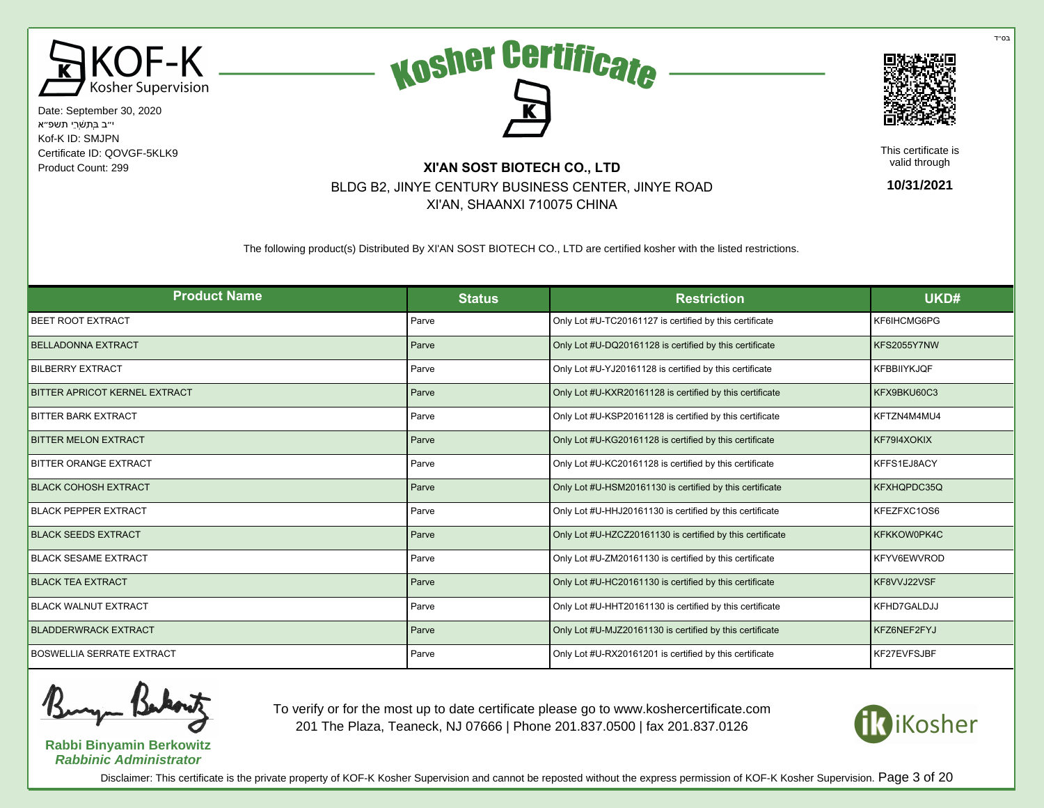בס"ד

KOF-K Kosher Supervision

Date: September 30, 2020
י"ב בְּתִשְׁרֵי תשפ"א
Kof-K ID: SMJPN
Certificate ID: QOVGF-5KLK9
Product Count: 299

# Kosher Certificate

**XI'AN SOST BIOTECH CO., LTD**
BLDG B2, JINYE CENTURY BUSINESS CENTER, JINYE ROAD
XI'AN, SHAANXI 710075 CHINA

This certificate is valid through
**10/31/2021**

The following product(s) Distributed By XI'AN SOST BIOTECH CO., LTD are certified kosher with the listed restrictions.

| Product Name | Status | Restriction | UKD# |
|---|---|---|---|
| BEET ROOT EXTRACT | Parve | Only Lot #U-TC20161127 is certified by this certificate | KF6IHCMG6PG |
| BELLADONNA EXTRACT | Parve | Only Lot #U-DQ20161128 is certified by this certificate | KFS2055Y7NW |
| BILBERRY EXTRACT | Parve | Only Lot #U-YJ20161128 is certified by this certificate | KFBBIIYKJQF |
| BITTER APRICOT KERNEL EXTRACT | Parve | Only Lot #U-KXR20161128 is certified by this certificate | KFX9BKU60C3 |
| BITTER BARK EXTRACT | Parve | Only Lot #U-KSP20161128 is certified by this certificate | KFTZN4M4MU4 |
| BITTER MELON EXTRACT | Parve | Only Lot #U-KG20161128 is certified by this certificate | KF79I4XOKIX |
| BITTER ORANGE EXTRACT | Parve | Only Lot #U-KC20161128 is certified by this certificate | KFFS1EJ8ACY |
| BLACK COHOSH EXTRACT | Parve | Only Lot #U-HSM20161130 is certified by this certificate | KFXHQPDC35Q |
| BLACK PEPPER EXTRACT | Parve | Only Lot #U-HHJ20161130 is certified by this certificate | KFEZFXC1OS6 |
| BLACK SEEDS EXTRACT | Parve | Only Lot #U-HZCZ20161130 is certified by this certificate | KFKKOW0PK4C |
| BLACK SESAME EXTRACT | Parve | Only Lot #U-ZM20161130 is certified by this certificate | KFYV6EWVROD |
| BLACK TEA EXTRACT | Parve | Only Lot #U-HC20161130 is certified by this certificate | KF8VVJ22VSF |
| BLACK WALNUT EXTRACT | Parve | Only Lot #U-HHT20161130 is certified by this certificate | KFHD7GALDJJ |
| BLADDERWRACK EXTRACT | Parve | Only Lot #U-MJZ20161130 is certified by this certificate | KFZ6NEF2FYJ |
| BOSWELLIA SERRATE EXTRACT | Parve | Only Lot #U-RX20161201 is certified by this certificate | KF27EVFSJBF |

**Rabbi Binyamin Berkowitz**
***Rabbinic Administrator***

To verify or for the most up to date certificate please go to www.koshercertificate.com
201 The Plaza, Teaneck, NJ 07666 | Phone 201.837.0500 | fax 201.837.0126

iKosher

Disclaimer: This certificate is the private property of KOF-K Kosher Supervision and cannot be reposted without the express permission of KOF-K Kosher Supervision.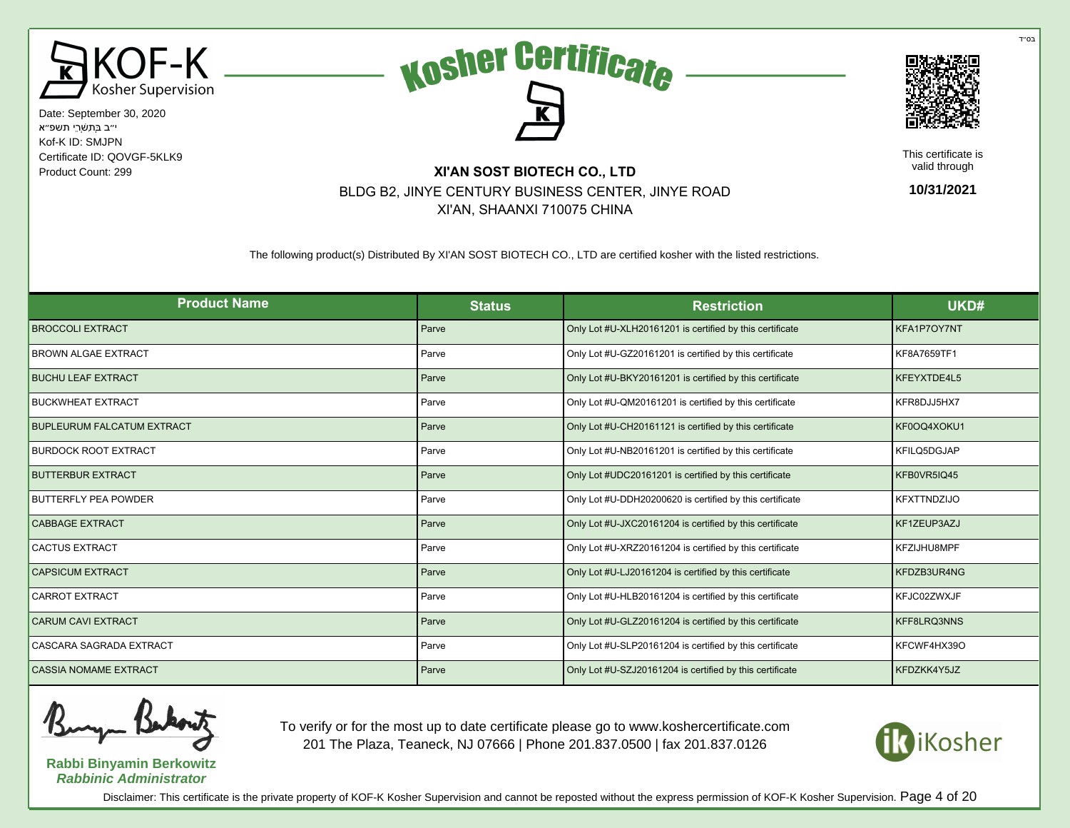בס״ד

# KOF-K Kosher Supervision

Date: September 30, 2020
י״ב בְּתִשְׁרֵי תשפ״א
Kof-K ID: SMJPN
Certificate ID: QOVGF-5KLK9
Product Count: 299

## Kosher Certificate

**XI'AN SOST BIOTECH CO., LTD**
BLDG B2, JINYE CENTURY BUSINESS CENTER, JINYE ROAD
XI'AN, SHAANXI 710075 CHINA

This certificate is valid through

**10/31/2021**

The following product(s) Distributed By XI'AN SOST BIOTECH CO., LTD are certified kosher with the listed restrictions.

| Product Name | Status | Restriction | UKD# |
|---|---|---|---|
| BROCCOLI EXTRACT | Parve | Only Lot #U-XLH20161201 is certified by this certificate | KFA1P7OY7NT |
| BROWN ALGAE EXTRACT | Parve | Only Lot #U-GZ20161201 is certified by this certificate | KF8A7659TF1 |
| BUCHU LEAF EXTRACT | Parve | Only Lot #U-BKY20161201 is certified by this certificate | KFEYXTDE4L5 |
| BUCKWHEAT EXTRACT | Parve | Only Lot #U-QM20161201 is certified by this certificate | KFR8DJJ5HX7 |
| BUPLEURUM FALCATUM EXTRACT | Parve | Only Lot #U-CH20161121 is certified by this certificate | KF0OQ4XOKU1 |
| BURDOCK ROOT EXTRACT | Parve | Only Lot #U-NB20161201 is certified by this certificate | KFILQ5DGJAP |
| BUTTERBUR EXTRACT | Parve | Only Lot #UDC20161201 is certified by this certificate | KFB0VR5IQ45 |
| BUTTERFLY PEA POWDER | Parve | Only Lot #U-DDH20200620 is certified by this certificate | KFXTTNDZIJO |
| CABBAGE EXTRACT | Parve | Only Lot #U-JXC20161204 is certified by this certificate | KF1ZEUP3AZJ |
| CACTUS EXTRACT | Parve | Only Lot #U-XRZ20161204 is certified by this certificate | KFZIJHU8MPF |
| CAPSICUM EXTRACT | Parve | Only Lot #U-LJ20161204 is certified by this certificate | KFDZB3UR4NG |
| CARROT EXTRACT | Parve | Only Lot #U-HLB20161204 is certified by this certificate | KFJC02ZWXJF |
| CARUM CAVI EXTRACT | Parve | Only Lot #U-GLZ20161204 is certified by this certificate | KFF8LRQ3NNS |
| CASCARA SAGRADA EXTRACT | Parve | Only Lot #U-SLP20161204 is certified by this certificate | KFCWF4HX39O |
| CASSIA NOMAME EXTRACT | Parve | Only Lot #U-SZJ20161204 is certified by this certificate | KFDZKK4Y5JZ |

**Rabbi Binyamin Berkowitz**
***Rabbinic Administrator***

To verify or for the most up to date certificate please go to www.koshercertificate.com
201 The Plaza, Teaneck, NJ 07666 | Phone 201.837.0500 | fax 201.837.0126

iKosher

Disclaimer: This certificate is the private property of KOF-K Kosher Supervision and cannot be reposted without the express permission of KOF-K Kosher Supervision.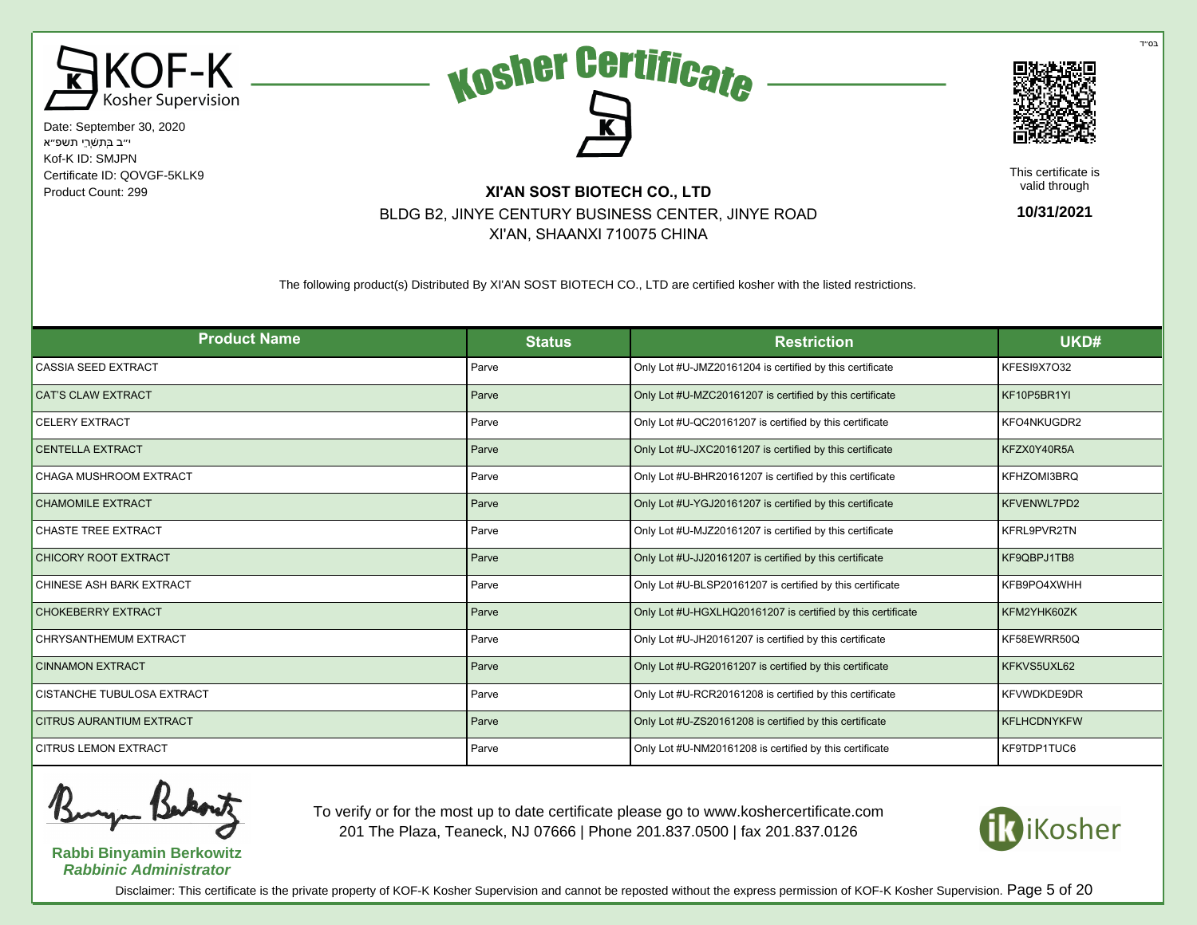בס"ד

KOF-K Kosher Supervision

# Kosher Certificate

Date: September 30, 2020
י"ב בְּתִשְׁרֵי תשפ"א
Kof-K ID: SMJPN
Certificate ID: QOVGF-5KLK9
Product Count: 299

**XI'AN SOST BIOTECH CO., LTD**
BLDG B2, JINYE CENTURY BUSINESS CENTER, JINYE ROAD
XI'AN, SHAANXI 710075 CHINA

This certificate is valid through
**10/31/2021**

The following product(s) Distributed By XI'AN SOST BIOTECH CO., LTD are certified kosher with the listed restrictions.

| Product Name | Status | Restriction | UKD# |
|---|---|---|---|
| CASSIA SEED EXTRACT | Parve | Only Lot #U-JMZ20161204 is certified by this certificate | KFESI9X7O32 |
| CAT'S CLAW EXTRACT | Parve | Only Lot #U-MZC20161207 is certified by this certificate | KF10P5BR1YI |
| CELERY EXTRACT | Parve | Only Lot #U-QC20161207 is certified by this certificate | KFO4NKUGDR2 |
| CENTELLA EXTRACT | Parve | Only Lot #U-JXC20161207 is certified by this certificate | KFZX0Y40R5A |
| CHAGA MUSHROOM EXTRACT | Parve | Only Lot #U-BHR20161207 is certified by this certificate | KFHZOMI3BRQ |
| CHAMOMILE EXTRACT | Parve | Only Lot #U-YGJ20161207 is certified by this certificate | KFVENWL7PD2 |
| CHASTE TREE EXTRACT | Parve | Only Lot #U-MJZ20161207 is certified by this certificate | KFRL9PVR2TN |
| CHICORY ROOT EXTRACT | Parve | Only Lot #U-JJ20161207 is certified by this certificate | KF9QBPJ1TB8 |
| CHINESE ASH BARK EXTRACT | Parve | Only Lot #U-BLSP20161207 is certified by this certificate | KFB9PO4XWHH |
| CHOKEBERRY EXTRACT | Parve | Only Lot #U-HGXLHQ20161207 is certified by this certificate | KFM2YHK60ZK |
| CHRYSANTHEMUM EXTRACT | Parve | Only Lot #U-JH20161207 is certified by this certificate | KF58EWRR50Q |
| CINNAMON EXTRACT | Parve | Only Lot #U-RG20161207 is certified by this certificate | KFKVS5UXL62 |
| CISTANCHE TUBULOSA EXTRACT | Parve | Only Lot #U-RCR20161208 is certified by this certificate | KFVWDKDE9DR |
| CITRUS AURANTIUM EXTRACT | Parve | Only Lot #U-ZS20161208 is certified by this certificate | KFLHCDNYKFW |
| CITRUS LEMON EXTRACT | Parve | Only Lot #U-NM20161208 is certified by this certificate | KF9TDP1TUC6 |

**Rabbi Binyamin Berkowitz**
***Rabbinic Administrator***

To verify or for the most up to date certificate please go to www.koshercertificate.com
201 The Plaza, Teaneck, NJ 07666 | Phone 201.837.0500 | fax 201.837.0126

iKosher

Disclaimer: This certificate is the private property of KOF-K Kosher Supervision and cannot be reposted without the express permission of KOF-K Kosher Supervision.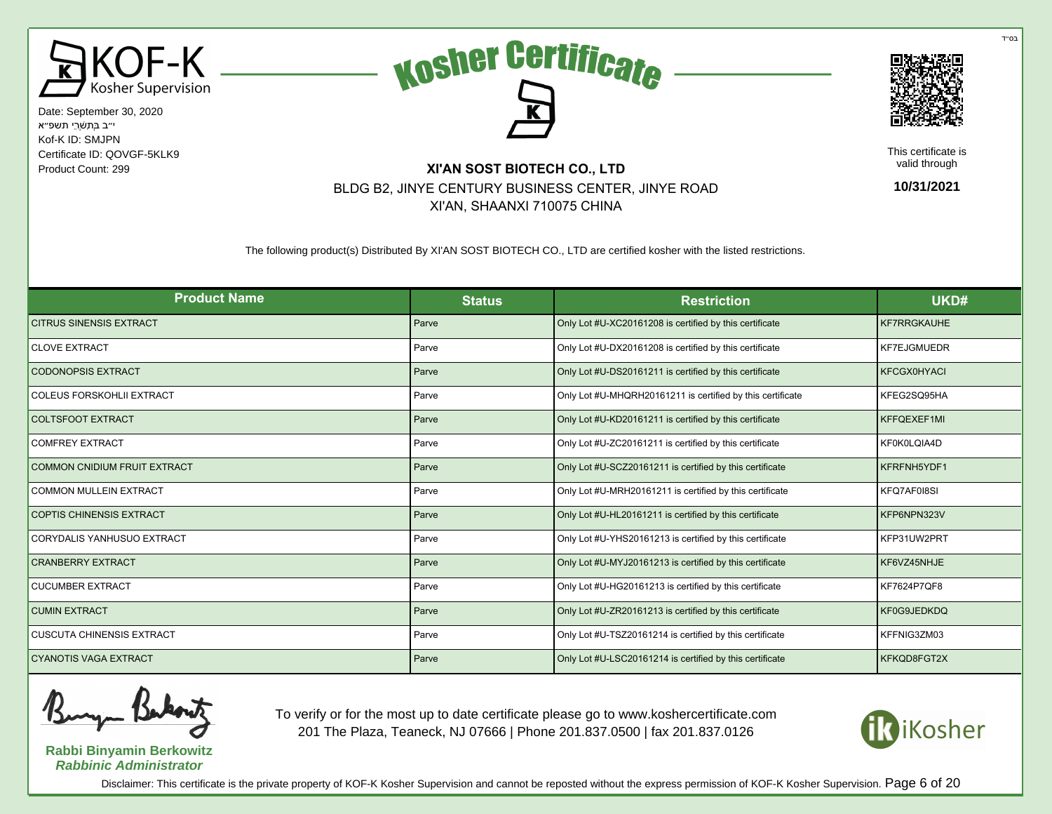בס"ד

KOF-K Kosher Supervision

# Kosher Certificate

Date: September 30, 2020
י"ב בְּתִשְׁרֵי תשפ"א
Kof-K ID: SMJPN
Certificate ID: QOVGF-5KLK9
Product Count: 299

**XI'AN SOST BIOTECH CO., LTD**
BLDG B2, JINYE CENTURY BUSINESS CENTER, JINYE ROAD
XI'AN, SHAANXI 710075 CHINA

This certificate is valid through
**10/31/2021**

The following product(s) Distributed By XI'AN SOST BIOTECH CO., LTD are certified kosher with the listed restrictions.

| Product Name | Status | Restriction | UKD# |
|---|---|---|---|
| CITRUS SINENSIS EXTRACT | Parve | Only Lot #U-XC20161208 is certified by this certificate | KF7RRGKAUHE |
| CLOVE EXTRACT | Parve | Only Lot #U-DX20161208 is certified by this certificate | KF7EJGMUEDR |
| CODONOPSIS EXTRACT | Parve | Only Lot #U-DS20161211 is certified by this certificate | KFCGX0HYACI |
| COLEUS FORSKOHLII EXTRACT | Parve | Only Lot #U-MHQRH20161211 is certified by this certificate | KFEG2SQ95HA |
| COLTSFOOT EXTRACT | Parve | Only Lot #U-KD20161211 is certified by this certificate | KFFQEXEF1MI |
| COMFREY EXTRACT | Parve | Only Lot #U-ZC20161211 is certified by this certificate | KF0K0LQIA4D |
| COMMON CNIDIUM FRUIT EXTRACT | Parve | Only Lot #U-SCZ20161211 is certified by this certificate | KFRFNH5YDF1 |
| COMMON MULLEIN EXTRACT | Parve | Only Lot #U-MRH20161211 is certified by this certificate | KFQ7AF0I8SI |
| COPTIS CHINENSIS EXTRACT | Parve | Only Lot #U-HL20161211 is certified by this certificate | KFP6NPN323V |
| CORYDALIS YANHUSUO EXTRACT | Parve | Only Lot #U-YHS20161213 is certified by this certificate | KFP31UW2PRT |
| CRANBERRY EXTRACT | Parve | Only Lot #U-MYJ20161213 is certified by this certificate | KF6VZ45NHJE |
| CUCUMBER EXTRACT | Parve | Only Lot #U-HG20161213 is certified by this certificate | KF7624P7QF8 |
| CUMIN EXTRACT | Parve | Only Lot #U-ZR20161213 is certified by this certificate | KF0G9JEDKDQ |
| CUSCUTA CHINENSIS EXTRACT | Parve | Only Lot #U-TSZ20161214 is certified by this certificate | KFFNIG3ZM03 |
| CYANOTIS VAGA EXTRACT | Parve | Only Lot #U-LSC20161214 is certified by this certificate | KFKQD8FGT2X |

**Rabbi Binyamin Berkowitz**
***Rabbinic Administrator***

To verify or for the most up to date certificate please go to www.koshercertificate.com
201 The Plaza, Teaneck, NJ 07666 | Phone 201.837.0500 | fax 201.837.0126

iKosher

Disclaimer: This certificate is the private property of KOF-K Kosher Supervision and cannot be reposted without the express permission of KOF-K Kosher Supervision.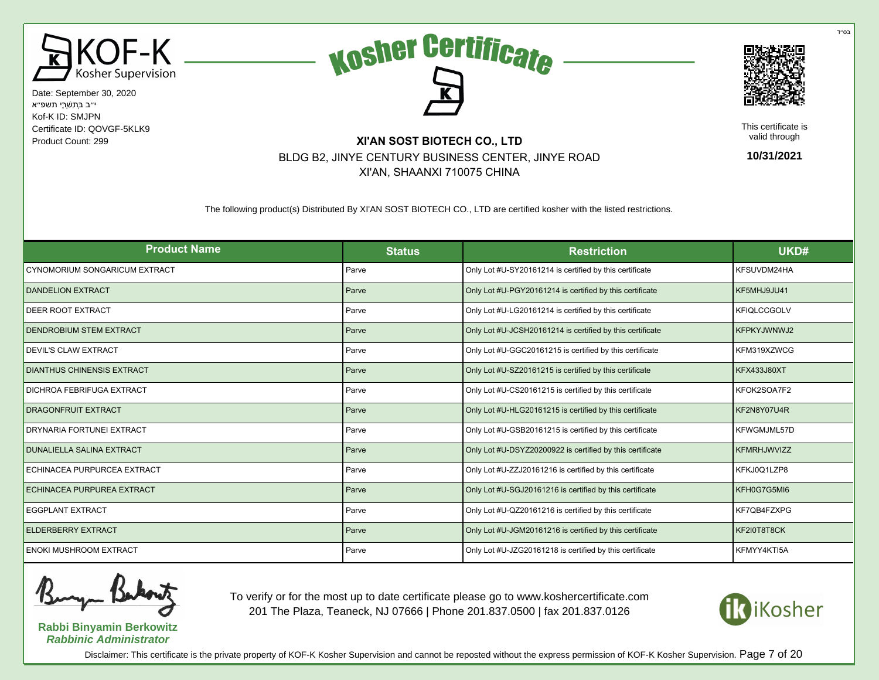בס"ד

KOF-K Kosher Supervision

Date: September 30, 2020
י"ב בְּתִשְׁרֵי תשפ"א
Kof-K ID: SMJPN
Certificate ID: QOVGF-5KLK9
Product Count: 299

# Kosher Certificate

This certificate is valid through **10/31/2021**

**XI'AN SOST BIOTECH CO., LTD**
BLDG B2, JINYE CENTURY BUSINESS CENTER, JINYE ROAD
XI'AN, SHAANXI 710075 CHINA

The following product(s) Distributed By XI'AN SOST BIOTECH CO., LTD are certified kosher with the listed restrictions.

| Product Name | Status | Restriction | UKD# |
|---|---|---|---|
| CYNOMORIUM SONGARICUM EXTRACT | Parve | Only Lot #U-SY20161214 is certified by this certificate | KFSUVDM24HA |
| DANDELION EXTRACT | Parve | Only Lot #U-PGY20161214 is certified by this certificate | KF5MHJ9JU41 |
| DEER ROOT EXTRACT | Parve | Only Lot #U-LG20161214 is certified by this certificate | KFIQLCCGOLV |
| DENDROBIUM STEM EXTRACT | Parve | Only Lot #U-JCSH20161214 is certified by this certificate | KFPKYJWNWJ2 |
| DEVIL'S CLAW EXTRACT | Parve | Only Lot #U-GGC20161215 is certified by this certificate | KFM319XZWCG |
| DIANTHUS CHINENSIS EXTRACT | Parve | Only Lot #U-SZ20161215 is certified by this certificate | KFX433J80XT |
| DICHROA FEBRIFUGA EXTRACT | Parve | Only Lot #U-CS20161215 is certified by this certificate | KFOK2SOA7F2 |
| DRAGONFRUIT EXTRACT | Parve | Only Lot #U-HLG20161215 is certified by this certificate | KF2N8Y07U4R |
| DRYNARIA FORTUNEI EXTRACT | Parve | Only Lot #U-GSB20161215 is certified by this certificate | KFWGMJML57D |
| DUNALIELLA SALINA EXTRACT | Parve | Only Lot #U-DSYZ20200922 is certified by this certificate | KFMRHJWVIZZ |
| ECHINACEA PURPURCEA EXTRACT | Parve | Only Lot #U-ZZJ20161216 is certified by this certificate | KFKJ0Q1LZP8 |
| ECHINACEA PURPUREA EXTRACT | Parve | Only Lot #U-SGJ20161216 is certified by this certificate | KFH0G7G5MI6 |
| EGGPLANT EXTRACT | Parve | Only Lot #U-QZ20161216 is certified by this certificate | KF7QB4FZXPG |
| ELDERBERRY EXTRACT | Parve | Only Lot #U-JGM20161216 is certified by this certificate | KF2I0T8T8CK |
| ENOKI MUSHROOM EXTRACT | Parve | Only Lot #U-JZG20161218 is certified by this certificate | KFMYY4KTI5A |

**Rabbi Binyamin Berkowitz**
***Rabbinic Administrator***

To verify or for the most up to date certificate please go to www.koshercertificate.com
201 The Plaza, Teaneck, NJ 07666 | Phone 201.837.0500 | fax 201.837.0126

iKosher

Disclaimer: This certificate is the private property of KOF-K Kosher Supervision and cannot be reposted without the express permission of KOF-K Kosher Supervision.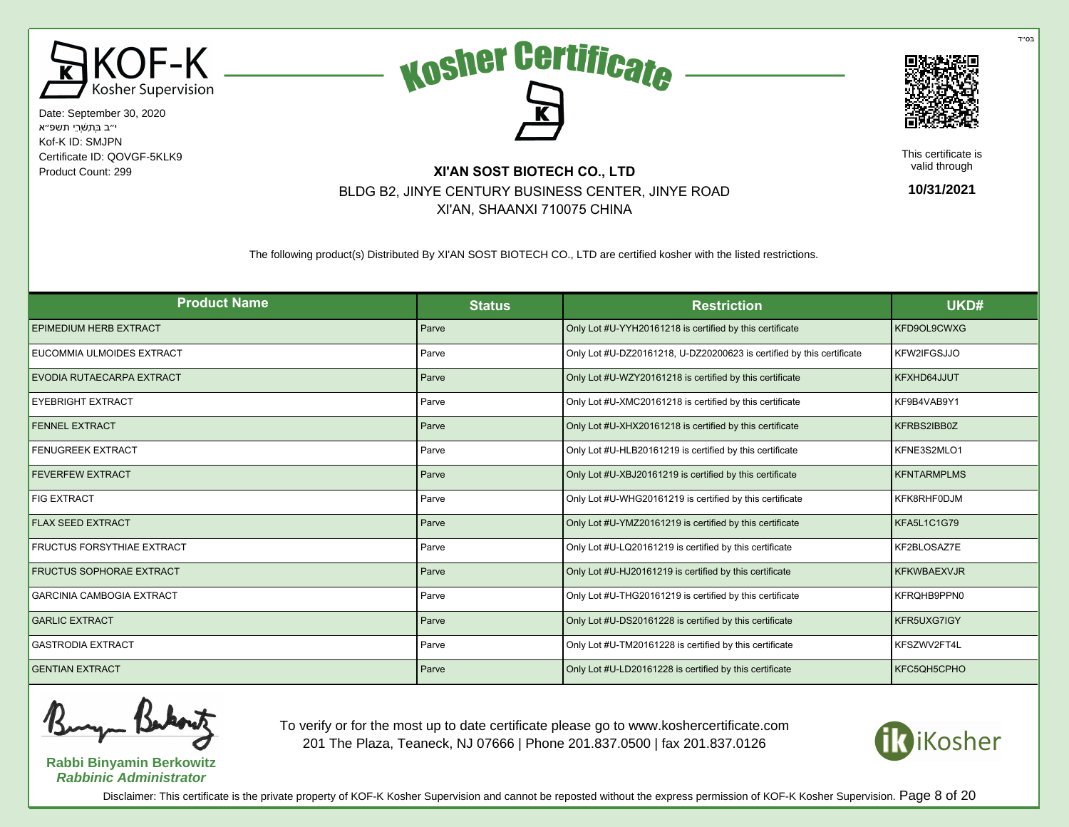בס״ד

KOF-K Kosher Supervision

# Kosher Certificate

Date: September 30, 2020
י״ב בְּתִשְׁרֵי תשפ״א
Kof-K ID: SMJPN
Certificate ID: QOVGF-5KLK9
Product Count: 299

**XI'AN SOST BIOTECH CO., LTD**
BLDG B2, JINYE CENTURY BUSINESS CENTER, JINYE ROAD
XI'AN, SHAANXI 710075 CHINA

This certificate is valid through
**10/31/2021**

The following product(s) Distributed By XI'AN SOST BIOTECH CO., LTD are certified kosher with the listed restrictions.

| Product Name | Status | Restriction | UKD# |
|---|---|---|---|
| EPIMEDIUM HERB EXTRACT | Parve | Only Lot #U-YYH20161218 is certified by this certificate | KFD9OL9CWXG |
| EUCOMMIA ULMOIDES EXTRACT | Parve | Only Lot #U-DZ20161218, U-DZ20200623 is certified by this certificate | KFW2IFGSJJO |
| EVODIA RUTAECARPA EXTRACT | Parve | Only Lot #U-WZY20161218 is certified by this certificate | KFXHD64JJUT |
| EYEBRIGHT EXTRACT | Parve | Only Lot #U-XMC20161218 is certified by this certificate | KF9B4VAB9Y1 |
| FENNEL EXTRACT | Parve | Only Lot #U-XHX20161218 is certified by this certificate | KFRBS2IBB0Z |
| FENUGREEK EXTRACT | Parve | Only Lot #U-HLB20161219 is certified by this certificate | KFNE3S2MLO1 |
| FEVERFEW EXTRACT | Parve | Only Lot #U-XBJ20161219 is certified by this certificate | KFNTARMPLMS |
| FIG EXTRACT | Parve | Only Lot #U-WHG20161219 is certified by this certificate | KFK8RHF0DJM |
| FLAX SEED EXTRACT | Parve | Only Lot #U-YMZ20161219 is certified by this certificate | KFA5L1C1G79 |
| FRUCTUS FORSYTHIAE EXTRACT | Parve | Only Lot #U-LQ20161219 is certified by this certificate | KF2BLOSAZ7E |
| FRUCTUS SOPHORAE EXTRACT | Parve | Only Lot #U-HJ20161219 is certified by this certificate | KFKWBAEXVJR |
| GARCINIA CAMBOGIA EXTRACT | Parve | Only Lot #U-THG20161219 is certified by this certificate | KFRQHB9PPN0 |
| GARLIC EXTRACT | Parve | Only Lot #U-DS20161228 is certified by this certificate | KFR5UXG7IGY |
| GASTRODIA EXTRACT | Parve | Only Lot #U-TM20161228 is certified by this certificate | KFSZWV2FT4L |
| GENTIAN EXTRACT | Parve | Only Lot #U-LD20161228 is certified by this certificate | KFC5QH5CPHO |

**Rabbi Binyamin Berkowitz**
***Rabbinic Administrator***

To verify or for the most up to date certificate please go to www.koshercertificate.com
201 The Plaza, Teaneck, NJ 07666 | Phone 201.837.0500 | fax 201.837.0126

iKosher

Disclaimer: This certificate is the private property of KOF-K Kosher Supervision and cannot be reposted without the express permission of KOF-K Kosher Supervision.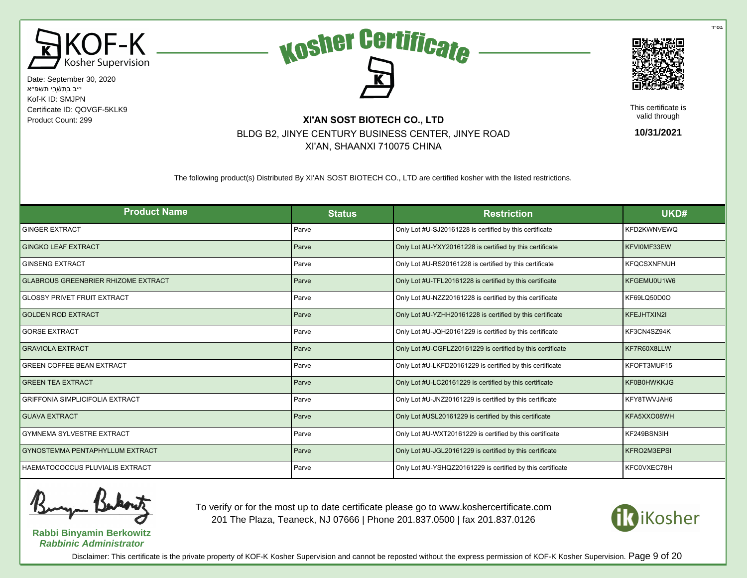בס"ד

KOF-K Kosher Supervision

# Kosher Certificate

Date: September 30, 2020
י"ב בְּתִשְׁרֵי תשפ"א
Kof-K ID: SMJPN
Certificate ID: QOVGF-5KLK9
Product Count: 299

**XI'AN SOST BIOTECH CO., LTD**
BLDG B2, JINYE CENTURY BUSINESS CENTER, JINYE ROAD
XI'AN, SHAANXI 710075 CHINA

This certificate is valid through
**10/31/2021**

The following product(s) Distributed By XI'AN SOST BIOTECH CO., LTD are certified kosher with the listed restrictions.

| Product Name | Status | Restriction | UKD# |
|---|---|---|---|
| GINGER EXTRACT | Parve | Only Lot #U-SJ20161228 is certified by this certificate | KFD2KWNVEWQ |
| GINGKO LEAF EXTRACT | Parve | Only Lot #U-YXY20161228 is certified by this certificate | KFVI0MF33EW |
| GINSENG EXTRACT | Parve | Only Lot #U-RS20161228 is certified by this certificate | KFQCSXNFNUH |
| GLABROUS GREENBRIER RHIZOME EXTRACT | Parve | Only Lot #U-TFL20161228 is certified by this certificate | KFGEMU0U1W6 |
| GLOSSY PRIVET FRUIT EXTRACT | Parve | Only Lot #U-NZZ20161228 is certified by this certificate | KF69LQ50D0O |
| GOLDEN ROD EXTRACT | Parve | Only Lot #U-YZHH20161228 is certified by this certificate | KFEJHTXIN2I |
| GORSE EXTRACT | Parve | Only Lot #U-JQH20161229 is certified by this certificate | KF3CN4SZ94K |
| GRAVIOLA EXTRACT | Parve | Only Lot #U-CGFLZ20161229 is certified by this certificate | KF7R60X8LLW |
| GREEN COFFEE BEAN EXTRACT | Parve | Only Lot #U-LKFD20161229 is certified by this certificate | KFOFT3MUF15 |
| GREEN TEA EXTRACT | Parve | Only Lot #U-LC20161229 is certified by this certificate | KF0B0HWKKJG |
| GRIFFONIA SIMPLICIFOLIA EXTRACT | Parve | Only Lot #U-JNZ20161229 is certified by this certificate | KFY8TWVJAH6 |
| GUAVA EXTRACT | Parve | Only Lot #USL20161229 is certified by this certificate | KFA5XXO08WH |
| GYMNEMA SYLVESTRE EXTRACT | Parve | Only Lot #U-WXT20161229 is certified by this certificate | KF249BSN3IH |
| GYNOSTEMMA PENTAPHYLLUM EXTRACT | Parve | Only Lot #U-JGL20161229 is certified by this certificate | KFRO2M3EPSI |
| HAEMATOCOCCUS PLUVIALIS EXTRACT | Parve | Only Lot #U-YSHQZ20161229 is certified by this certificate | KFC0VXEC78H |

**Rabbi Binyamin Berkowitz**
***Rabbinic Administrator***

To verify or for the most up to date certificate please go to www.koshercertificate.com
201 The Plaza, Teaneck, NJ 07666 | Phone 201.837.0500 | fax 201.837.0126

iKosher

Disclaimer: This certificate is the private property of KOF-K Kosher Supervision and cannot be reposted without the express permission of KOF-K Kosher Supervision.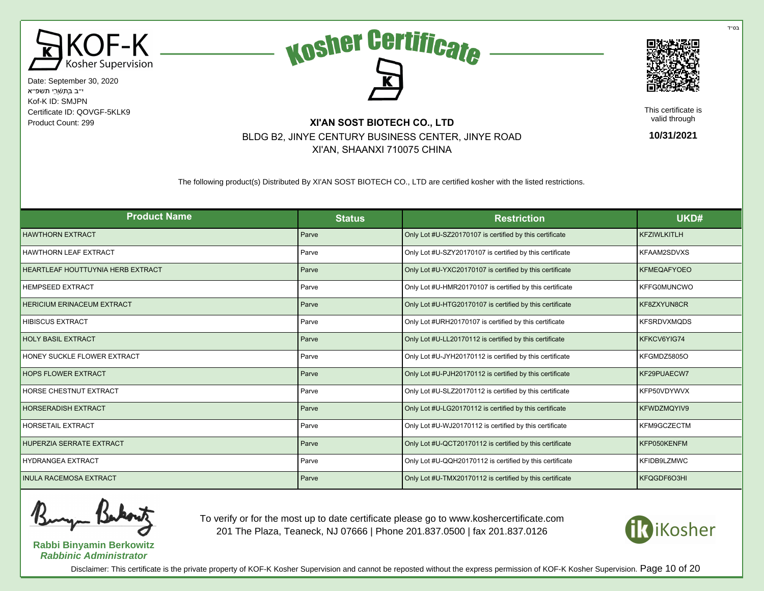בס"ד

KOF-K Kosher Supervision

# Kosher Certificate

Date: September 30, 2020
י"ב בְּתִשְׁרֵי תשפ"א
Kof-K ID: SMJPN
Certificate ID: QOVGF-5KLK9
Product Count: 299

**XI'AN SOST BIOTECH CO., LTD**
BLDG B2, JINYE CENTURY BUSINESS CENTER, JINYE ROAD
XI'AN, SHAANXI 710075 CHINA

This certificate is valid through
**10/31/2021**

The following product(s) Distributed By XI'AN SOST BIOTECH CO., LTD are certified kosher with the listed restrictions.

| Product Name | Status | Restriction | UKD# |
| --- | --- | --- | --- |
| HAWTHORN EXTRACT | Parve | Only Lot #U-SZ20170107 is certified by this certificate | KFZIWLKITLH |
| HAWTHORN LEAF EXTRACT | Parve | Only Lot #U-SZY20170107 is certified by this certificate | KFAAM2SDVXS |
| HEARTLEAF HOUTTUYNIA HERB EXTRACT | Parve | Only Lot #U-YXC20170107 is certified by this certificate | KFMEQAFYOEO |
| HEMPSEED EXTRACT | Parve | Only Lot #U-HMR20170107 is certified by this certificate | KFFG0MUNCWO |
| HERICIUM ERINACEUM EXTRACT | Parve | Only Lot #U-HTG20170107 is certified by this certificate | KF8ZXYUN8CR |
| HIBISCUS EXTRACT | Parve | Only Lot #URH20170107 is certified by this certificate | KFSRDVXMQDS |
| HOLY BASIL EXTRACT | Parve | Only Lot #U-LL20170112 is certified by this certificate | KFKCV6YIG74 |
| HONEY SUCKLE FLOWER EXTRACT | Parve | Only Lot #U-JYH20170112 is certified by this certificate | KFGMDZ5805O |
| HOPS FLOWER EXTRACT | Parve | Only Lot #U-PJH20170112 is certified by this certificate | KF29PUAECW7 |
| HORSE CHESTNUT EXTRACT | Parve | Only Lot #U-SLZ20170112 is certified by this certificate | KFP50VDYWVX |
| HORSERADISH EXTRACT | Parve | Only Lot #U-LG20170112 is certified by this certificate | KFWDZMQYIV9 |
| HORSETAIL EXTRACT | Parve | Only Lot #U-WJ20170112 is certified by this certificate | KFM9GCZECTM |
| HUPERZIA SERRATE EXTRACT | Parve | Only Lot #U-QCT20170112 is certified by this certificate | KFP050KENFM |
| HYDRANGEA EXTRACT | Parve | Only Lot #U-QQH20170112 is certified by this certificate | KFIDB9LZMWC |
| INULA RACEMOSA EXTRACT | Parve | Only Lot #U-TMX20170112 is certified by this certificate | KFQGDF6O3HI |

**Rabbi Binyamin Berkowitz**
***Rabbinic Administrator***

To verify or for the most up to date certificate please go to www.koshercertificate.com
201 The Plaza, Teaneck, NJ 07666 | Phone 201.837.0500 | fax 201.837.0126

iKosher

Disclaimer: This certificate is the private property of KOF-K Kosher Supervision and cannot be reposted without the express permission of KOF-K Kosher Supervision.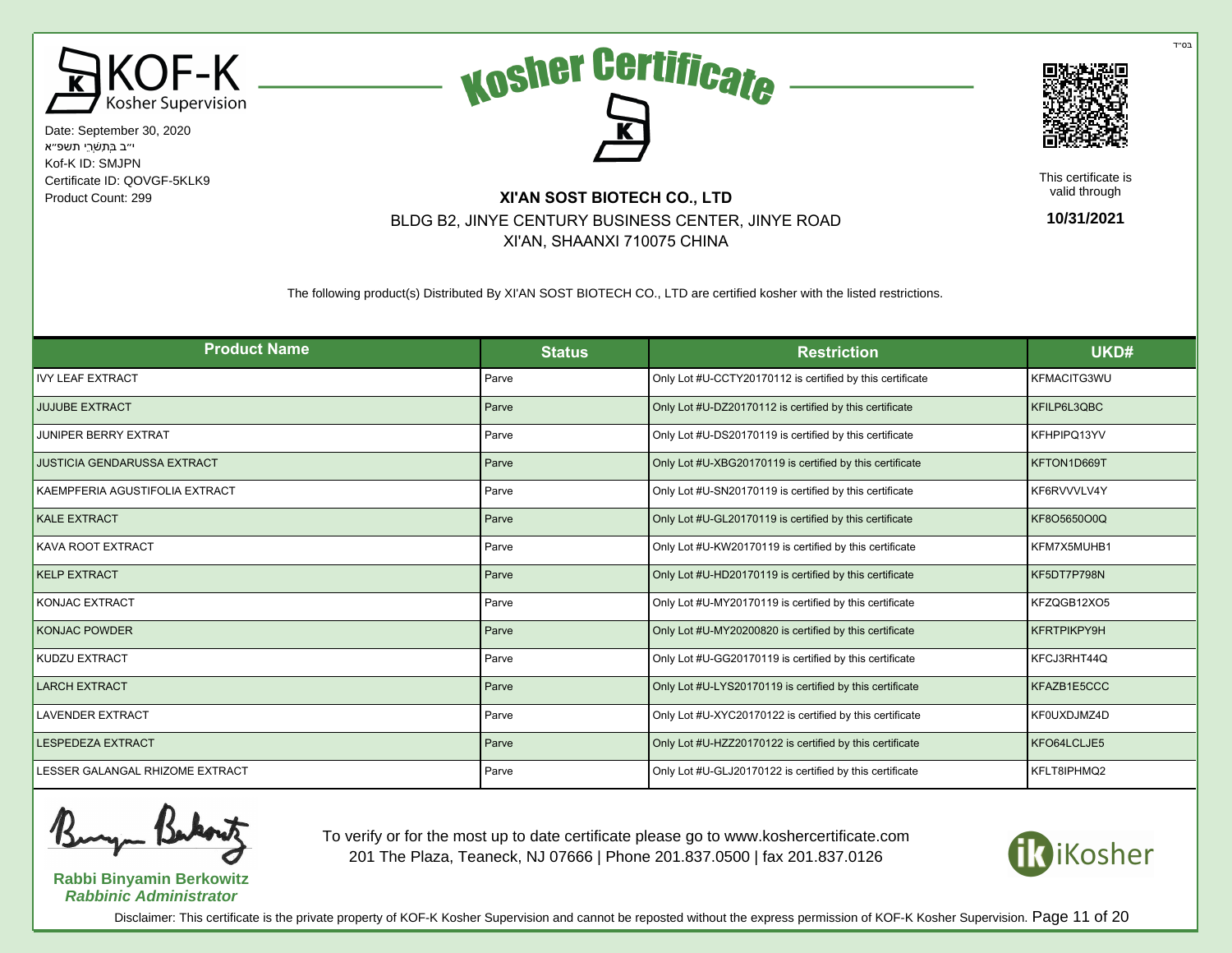בס"ד

KOF-K Kosher Supervision

Date: September 30, 2020
י"ב בְּתִשְׁרֵי תשפ"א
Kof-K ID: SMJPN
Certificate ID: QOVGF-5KLK9
Product Count: 299

# Kosher Certificate

**XI'AN SOST BIOTECH CO., LTD**
BLDG B2, JINYE CENTURY BUSINESS CENTER, JINYE ROAD
XI'AN, SHAANXI 710075 CHINA

This certificate is valid through
**10/31/2021**

The following product(s) Distributed By XI'AN SOST BIOTECH CO., LTD are certified kosher with the listed restrictions.

| Product Name | Status | Restriction | UKD# |
|---|---|---|---|
| IVY LEAF EXTRACT | Parve | Only Lot #U-CCTY20170112 is certified by this certificate | KFMACITG3WU |
| JUJUBE EXTRACT | Parve | Only Lot #U-DZ20170112 is certified by this certificate | KFILP6L3QBC |
| JUNIPER BERRY EXTRAT | Parve | Only Lot #U-DS20170119 is certified by this certificate | KFHPIPQ13YV |
| JUSTICIA GENDARUSSA EXTRACT | Parve | Only Lot #U-XBG20170119 is certified by this certificate | KFTON1D669T |
| KAEMPFERIA AGUSTIFOLIA EXTRACT | Parve | Only Lot #U-SN20170119 is certified by this certificate | KF6RVVVLV4Y |
| KALE EXTRACT | Parve | Only Lot #U-GL20170119 is certified by this certificate | KF8O5650O0Q |
| KAVA ROOT EXTRACT | Parve | Only Lot #U-KW20170119 is certified by this certificate | KFM7X5MUHB1 |
| KELP EXTRACT | Parve | Only Lot #U-HD20170119 is certified by this certificate | KF5DT7P798N |
| KONJAC EXTRACT | Parve | Only Lot #U-MY20170119 is certified by this certificate | KFZQGB12XO5 |
| KONJAC POWDER | Parve | Only Lot #U-MY20200820 is certified by this certificate | KFRTPIKPY9H |
| KUDZU EXTRACT | Parve | Only Lot #U-GG20170119 is certified by this certificate | KFCJ3RHT44Q |
| LARCH EXTRACT | Parve | Only Lot #U-LYS20170119 is certified by this certificate | KFAZB1E5CCC |
| LAVENDER EXTRACT | Parve | Only Lot #U-XYC20170122 is certified by this certificate | KF0UXDJMZ4D |
| LESPEDEZA EXTRACT | Parve | Only Lot #U-HZZ20170122 is certified by this certificate | KFO64LCLJE5 |
| LESSER GALANGAL RHIZOME EXTRACT | Parve | Only Lot #U-GLJ20170122 is certified by this certificate | KFLT8IPHMQ2 |

**Rabbi Binyamin Berkowitz**
***Rabbinic Administrator***

To verify or for the most up to date certificate please go to www.koshercertificate.com
201 The Plaza, Teaneck, NJ 07666 | Phone 201.837.0500 | fax 201.837.0126

iKosher

Disclaimer: This certificate is the private property of KOF-K Kosher Supervision and cannot be reposted without the express permission of KOF-K Kosher Supervision.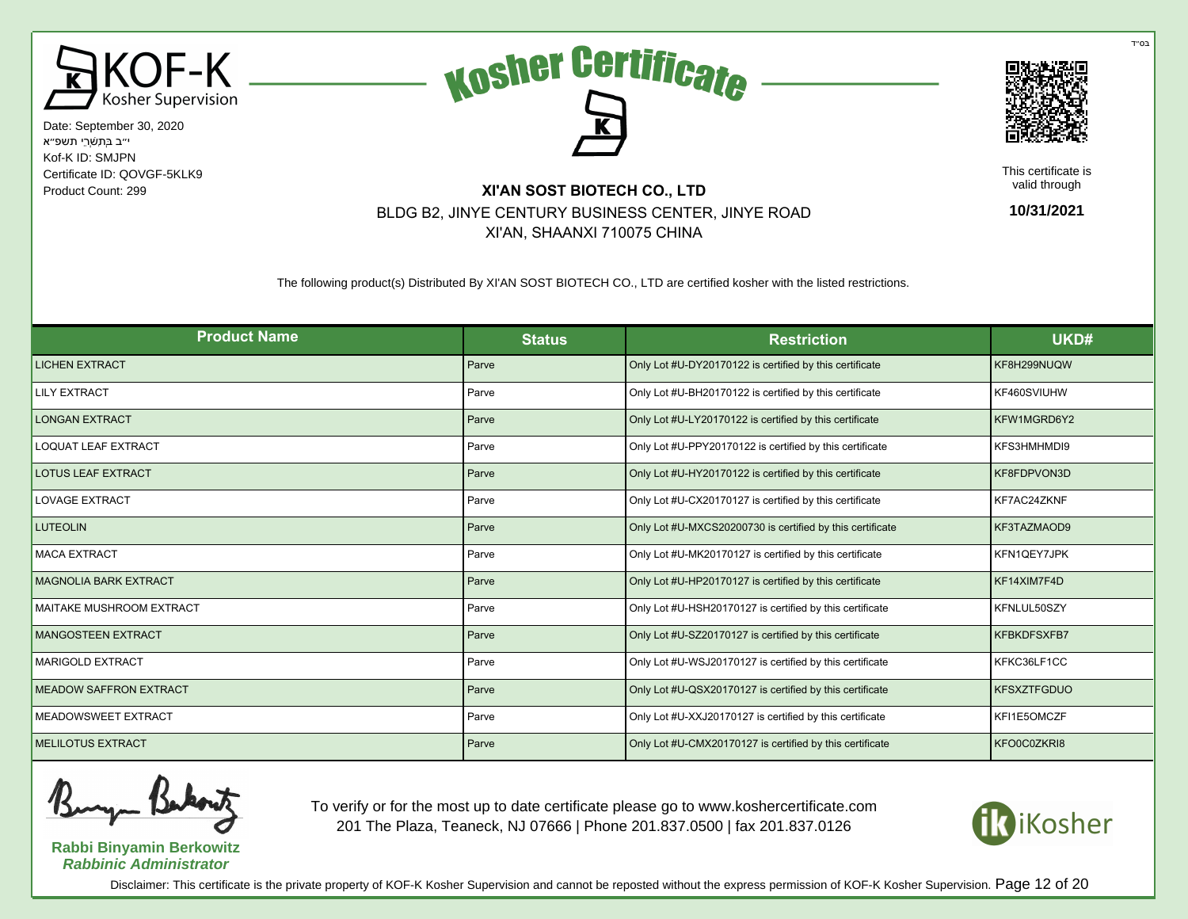בס"ד

KOF-K Kosher Supervision

Date: September 30, 2020
י"ב בְּתִשְׁרֵי תשפ"א
Kof-K ID: SMJPN
Certificate ID: QOVGF-5KLK9
Product Count: 299

# Kosher Certificate

This certificate is valid through **10/31/2021**

**XI'AN SOST BIOTECH CO., LTD**
BLDG B2, JINYE CENTURY BUSINESS CENTER, JINYE ROAD
XI'AN, SHAANXI 710075 CHINA

The following product(s) Distributed By XI'AN SOST BIOTECH CO., LTD are certified kosher with the listed restrictions.

| Product Name | Status | Restriction | UKD# |
|---|---|---|---|
| LICHEN EXTRACT | Parve | Only Lot #U-DY20170122 is certified by this certificate | KF8H299NUQW |
| LILY EXTRACT | Parve | Only Lot #U-BH20170122 is certified by this certificate | KF460SVIUHW |
| LONGAN EXTRACT | Parve | Only Lot #U-LY20170122 is certified by this certificate | KFW1MGRD6Y2 |
| LOQUAT LEAF EXTRACT | Parve | Only Lot #U-PPY20170122 is certified by this certificate | KFS3HMHMDI9 |
| LOTUS LEAF EXTRACT | Parve | Only Lot #U-HY20170122 is certified by this certificate | KF8FDPVON3D |
| LOVAGE EXTRACT | Parve | Only Lot #U-CX20170127 is certified by this certificate | KF7AC24ZKNF |
| LUTEOLIN | Parve | Only Lot #U-MXCS20200730 is certified by this certificate | KF3TAZMAOD9 |
| MACA EXTRACT | Parve | Only Lot #U-MK20170127 is certified by this certificate | KFN1QEY7JPK |
| MAGNOLIA BARK EXTRACT | Parve | Only Lot #U-HP20170127 is certified by this certificate | KF14XIM7F4D |
| MAITAKE MUSHROOM EXTRACT | Parve | Only Lot #U-HSH20170127 is certified by this certificate | KFNLUL50SZY |
| MANGOSTEEN EXTRACT | Parve | Only Lot #U-SZ20170127 is certified by this certificate | KFBKDFSXFB7 |
| MARIGOLD EXTRACT | Parve | Only Lot #U-WSJ20170127 is certified by this certificate | KFKC36LF1CC |
| MEADOW SAFFRON EXTRACT | Parve | Only Lot #U-QSX20170127 is certified by this certificate | KFSXZTFGDUO |
| MEADOWSWEET EXTRACT | Parve | Only Lot #U-XXJ20170127 is certified by this certificate | KFI1E5OMCZF |
| MELILOTUS EXTRACT | Parve | Only Lot #U-CMX20170127 is certified by this certificate | KFO0C0ZKRI8 |

**Rabbi Binyamin Berkowitz**
***Rabbinic Administrator***

To verify or for the most up to date certificate please go to www.koshercertificate.com
201 The Plaza, Teaneck, NJ 07666 | Phone 201.837.0500 | fax 201.837.0126

iKosher

Disclaimer: This certificate is the private property of KOF-K Kosher Supervision and cannot be reposted without the express permission of KOF-K Kosher Supervision.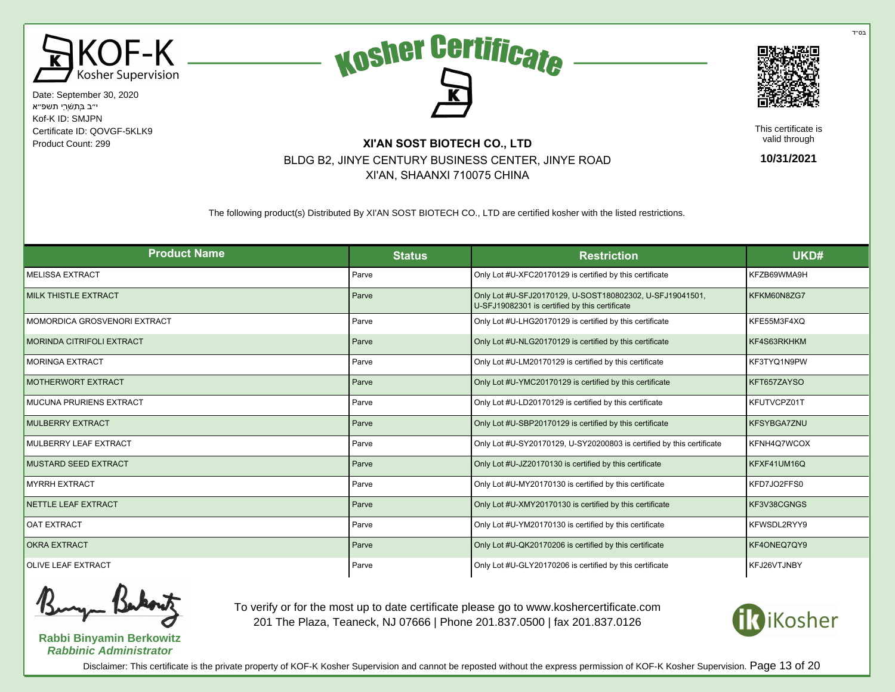בס"ד

KOF-K Kosher Supervision

Date: September 30, 2020
י"ב בְּתִשְׁרֵי תשפ"א
Kof-K ID: SMJPN
Certificate ID: QOVGF-5KLK9
Product Count: 299

# Kosher Certificate

**XI'AN SOST BIOTECH CO., LTD**
BLDG B2, JINYE CENTURY BUSINESS CENTER, JINYE ROAD
XI'AN, SHAANXI 710075 CHINA

This certificate is valid through
**10/31/2021**

The following product(s) Distributed By XI'AN SOST BIOTECH CO., LTD are certified kosher with the listed restrictions.

| Product Name | Status | Restriction | UKD# |
|---|---|---|---|
| MELISSA EXTRACT | Parve | Only Lot #U-XFC20170129 is certified by this certificate | KFZB69WMA9H |
| MILK THISTLE EXTRACT | Parve | Only Lot #U-SFJ20170129, U-SOST180802302, U-SFJ19041501, U-SFJ19082301 is certified by this certificate | KFKM60N8ZG7 |
| MOMORDICA GROSVENORI EXTRACT | Parve | Only Lot #U-LHG20170129 is certified by this certificate | KFE55M3F4XQ |
| MORINDA CITRIFOLI EXTRACT | Parve | Only Lot #U-NLG20170129 is certified by this certificate | KF4S63RKHKM |
| MORINGA EXTRACT | Parve | Only Lot #U-LM20170129 is certified by this certificate | KF3TYQ1N9PW |
| MOTHERWORT EXTRACT | Parve | Only Lot #U-YMC20170129 is certified by this certificate | KFT657ZAYSO |
| MUCUNA PRURIENS EXTRACT | Parve | Only Lot #U-LD20170129 is certified by this certificate | KFUTVCPZ01T |
| MULBERRY EXTRACT | Parve | Only Lot #U-SBP20170129 is certified by this certificate | KFSYBGA7ZNU |
| MULBERRY LEAF EXTRACT | Parve | Only Lot #U-SY20170129, U-SY20200803 is certified by this certificate | KFNH4Q7WCOX |
| MUSTARD SEED EXTRACT | Parve | Only Lot #U-JZ20170130 is certified by this certificate | KFXF41UM16Q |
| MYRRH EXTRACT | Parve | Only Lot #U-MY20170130 is certified by this certificate | KFD7JO2FFS0 |
| NETTLE LEAF EXTRACT | Parve | Only Lot #U-XMY20170130 is certified by this certificate | KF3V38CGNGS |
| OAT EXTRACT | Parve | Only Lot #U-YM20170130 is certified by this certificate | KFWSDL2RYY9 |
| OKRA EXTRACT | Parve | Only Lot #U-QK20170206 is certified by this certificate | KF4ONEQ7QY9 |
| OLIVE LEAF EXTRACT | Parve | Only Lot #U-GLY20170206 is certified by this certificate | KFJ26VTJNBY |

**Rabbi Binyamin Berkowitz**
***Rabbinic Administrator***

To verify or for the most up to date certificate please go to www.koshercertificate.com
201 The Plaza, Teaneck, NJ 07666 | Phone 201.837.0500 | fax 201.837.0126

iKosher

Disclaimer: This certificate is the private property of KOF-K Kosher Supervision and cannot be reposted without the express permission of KOF-K Kosher Supervision.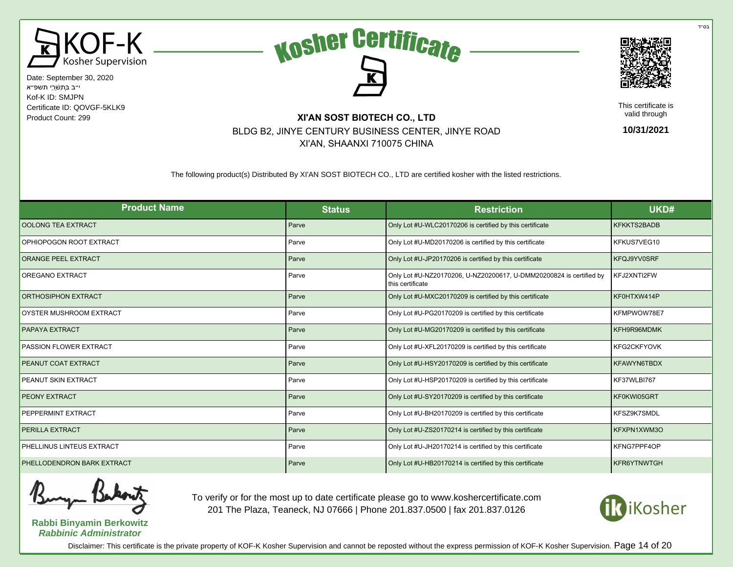בס"ד

KOF-K Kosher Supervision

Date: September 30, 2020
י"ב בְּתִשְׁרֵי תשפ"א
Kof-K ID: SMJPN
Certificate ID: QOVGF-5KLK9
Product Count: 299

# Kosher Certificate

This certificate is valid through

**10/31/2021**

**XI'AN SOST BIOTECH CO., LTD**
BLDG B2, JINYE CENTURY BUSINESS CENTER, JINYE ROAD
XI'AN, SHAANXI 710075 CHINA

The following product(s) Distributed By XI'AN SOST BIOTECH CO., LTD are certified kosher with the listed restrictions.

| Product Name | Status | Restriction | UKD# |
|---|---|---|---|
| OOLONG TEA EXTRACT | Parve | Only Lot #U-WLC20170206 is certified by this certificate | KFKKTS2BADB |
| OPHIOPOGON ROOT EXTRACT | Parve | Only Lot #U-MD20170206 is certified by this certificate | KFKUS7VEG10 |
| ORANGE PEEL EXTRACT | Parve | Only Lot #U-JP20170206 is certified by this certificate | KFQJ9YV0SRF |
| OREGANO EXTRACT | Parve | Only Lot #U-NZ20170206, U-NZ20200617, U-DMM20200824 is certified by this certificate | KFJ2XNTI2FW |
| ORTHOSIPHON EXTRACT | Parve | Only Lot #U-MXC20170209 is certified by this certificate | KF0HTXW414P |
| OYSTER MUSHROOM EXTRACT | Parve | Only Lot #U-PG20170209 is certified by this certificate | KFMPWOW78E7 |
| PAPAYA EXTRACT | Parve | Only Lot #U-MG20170209 is certified by this certificate | KFH9R96MDMK |
| PASSION FLOWER EXTRACT | Parve | Only Lot #U-XFL20170209 is certified by this certificate | KFG2CKFYOVK |
| PEANUT COAT EXTRACT | Parve | Only Lot #U-HSY20170209 is certified by this certificate | KFAWYN6TBDX |
| PEANUT SKIN EXTRACT | Parve | Only Lot #U-HSP20170209 is certified by this certificate | KF37WLBI767 |
| PEONY EXTRACT | Parve | Only Lot #U-SY20170209 is certified by this certificate | KF0KWI05GRT |
| PEPPERMINT EXTRACT | Parve | Only Lot #U-BH20170209 is certified by this certificate | KFSZ9K7SMDL |
| PERILLA EXTRACT | Parve | Only Lot #U-ZS20170214 is certified by this certificate | KFXPN1XWM3O |
| PHELLINUS LINTEUS EXTRACT | Parve | Only Lot #U-JH20170214 is certified by this certificate | KFNG7PPF4OP |
| PHELLODENDRON BARK EXTRACT | Parve | Only Lot #U-HB20170214 is certified by this certificate | KFR6YTNWTGH |

**Rabbi Binyamin Berkowitz**
***Rabbinic Administrator***

To verify or for the most up to date certificate please go to www.koshercertificate.com
201 The Plaza, Teaneck, NJ 07666 | Phone 201.837.0500 | fax 201.837.0126

iKosher

Disclaimer: This certificate is the private property of KOF-K Kosher Supervision and cannot be reposted without the express permission of KOF-K Kosher Supervision.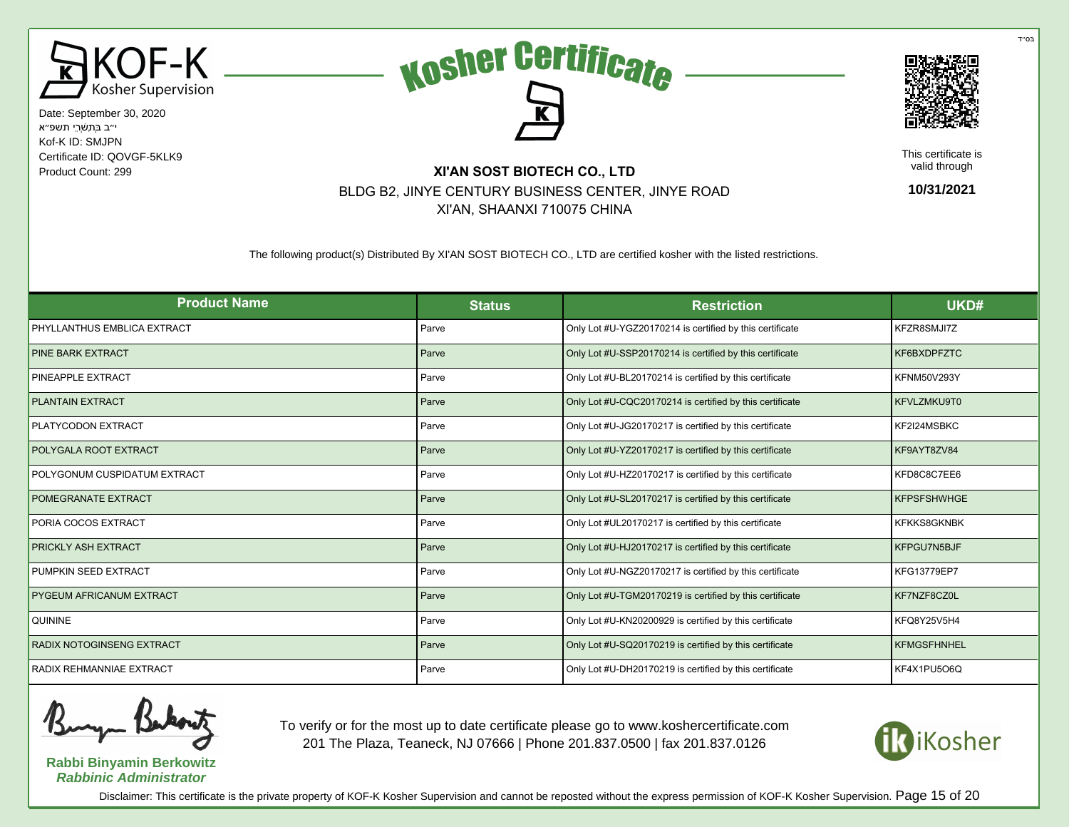בס"ד

KOF-K Kosher Supervision

# Kosher Certificate

Date: September 30, 2020
י"ב בְּתִשְׁרֵי תשפ"א
Kof-K ID: SMJPN
Certificate ID: QOVGF-5KLK9
Product Count: 299

**XI'AN SOST BIOTECH CO., LTD**
BLDG B2, JINYE CENTURY BUSINESS CENTER, JINYE ROAD
XI'AN, SHAANXI 710075 CHINA

This certificate is valid through
**10/31/2021**

The following product(s) Distributed By XI'AN SOST BIOTECH CO., LTD are certified kosher with the listed restrictions.

| Product Name | Status | Restriction | UKD# |
|---|---|---|---|
| PHYLLANTHUS EMBLICA EXTRACT | Parve | Only Lot #U-YGZ20170214 is certified by this certificate | KFZR8SMJI7Z |
| PINE BARK EXTRACT | Parve | Only Lot #U-SSP20170214 is certified by this certificate | KF6BXDPFZTC |
| PINEAPPLE EXTRACT | Parve | Only Lot #U-BL20170214 is certified by this certificate | KFNM50V293Y |
| PLANTAIN EXTRACT | Parve | Only Lot #U-CQC20170214 is certified by this certificate | KFVLZMKU9T0 |
| PLATYCODON EXTRACT | Parve | Only Lot #U-JG20170217 is certified by this certificate | KF2I24MSBKC |
| POLYGALA ROOT EXTRACT | Parve | Only Lot #U-YZ20170217 is certified by this certificate | KF9AYT8ZV84 |
| POLYGONUM CUSPIDATUM EXTRACT | Parve | Only Lot #U-HZ20170217 is certified by this certificate | KFD8C8C7EE6 |
| POMEGRANATE EXTRACT | Parve | Only Lot #U-SL20170217 is certified by this certificate | KFPSFSHWHGE |
| PORIA COCOS EXTRACT | Parve | Only Lot #UL20170217 is certified by this certificate | KFKKS8GKNBK |
| PRICKLY ASH EXTRACT | Parve | Only Lot #U-HJ20170217 is certified by this certificate | KFPGU7N5BJF |
| PUMPKIN SEED EXTRACT | Parve | Only Lot #U-NGZ20170217 is certified by this certificate | KFG13779EP7 |
| PYGEUM AFRICANUM EXTRACT | Parve | Only Lot #U-TGM20170219 is certified by this certificate | KF7NZF8CZ0L |
| QUININE | Parve | Only Lot #U-KN20200929 is certified by this certificate | KFQ8Y25V5H4 |
| RADIX NOTOGINSENG EXTRACT | Parve | Only Lot #U-SQ20170219 is certified by this certificate | KFMGSFHNHEL |
| RADIX REHMANNIAE EXTRACT | Parve | Only Lot #U-DH20170219 is certified by this certificate | KF4X1PU5O6Q |

**Rabbi Binyamin Berkowitz**
***Rabbinic Administrator***

To verify or for the most up to date certificate please go to www.koshercertificate.com
201 The Plaza, Teaneck, NJ 07666 | Phone 201.837.0500 | fax 201.837.0126

iKosher

Disclaimer: This certificate is the private property of KOF-K Kosher Supervision and cannot be reposted without the express permission of KOF-K Kosher Supervision.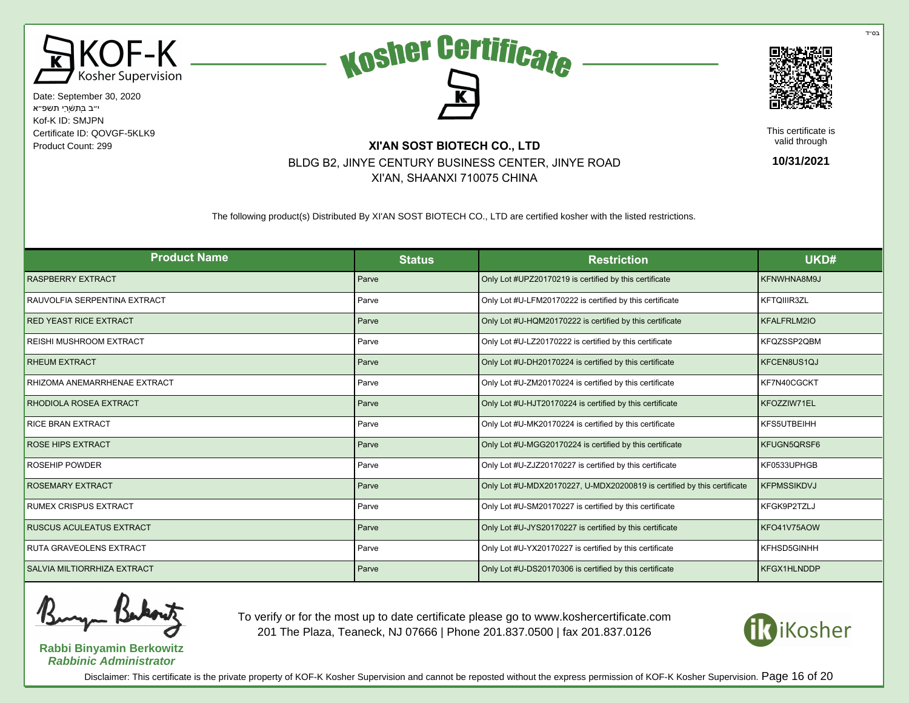בס"ד

# KOF-K Kosher Supervision

Date: September 30, 2020
י"ב בְּתִשְׁרֵי תשפ"א
Kof-K ID: SMJPN
Certificate ID: QOVGF-5KLK9
Product Count: 299

## Kosher Certificate

**XI'AN SOST BIOTECH CO., LTD**
BLDG B2, JINYE CENTURY BUSINESS CENTER, JINYE ROAD
XI'AN, SHAANXI 710075 CHINA

This certificate is valid through

**10/31/2021**

The following product(s) Distributed By XI'AN SOST BIOTECH CO., LTD are certified kosher with the listed restrictions.

| Product Name | Status | Restriction | UKD# |
|---|---|---|---|
| RASPBERRY EXTRACT | Parve | Only Lot #UPZ20170219 is certified by this certificate | KFNWHNA8M9J |
| RAUVOLFIA SERPENTINA EXTRACT | Parve | Only Lot #U-LFM20170222 is certified by this certificate | KFTQIIIR3ZL |
| RED YEAST RICE EXTRACT | Parve | Only Lot #U-HQM20170222 is certified by this certificate | KFALFRLM2IO |
| REISHI MUSHROOM EXTRACT | Parve | Only Lot #U-LZ20170222 is certified by this certificate | KFQZSSP2QBM |
| RHEUM EXTRACT | Parve | Only Lot #U-DH20170224 is certified by this certificate | KFCEN8US1QJ |
| RHIZOMA ANEMARRHENAE EXTRACT | Parve | Only Lot #U-ZM20170224 is certified by this certificate | KF7N40CGCKT |
| RHODIOLA ROSEA EXTRACT | Parve | Only Lot #U-HJT20170224 is certified by this certificate | KFOZZIW71EL |
| RICE BRAN EXTRACT | Parve | Only Lot #U-MK20170224 is certified by this certificate | KFS5UTBEIHH |
| ROSE HIPS EXTRACT | Parve | Only Lot #U-MGG20170224 is certified by this certificate | KFUGN5QRSF6 |
| ROSEHIP POWDER | Parve | Only Lot #U-ZJZ20170227 is certified by this certificate | KF0533UPHGB |
| ROSEMARY EXTRACT | Parve | Only Lot #U-MDX20170227, U-MDX20200819 is certified by this certificate | KFPMSSIKDVJ |
| RUMEX CRISPUS EXTRACT | Parve | Only Lot #U-SM20170227 is certified by this certificate | KFGK9P2TZLJ |
| RUSCUS ACULEATUS EXTRACT | Parve | Only Lot #U-JYS20170227 is certified by this certificate | KFO41V75AOW |
| RUTA GRAVEOLENS EXTRACT | Parve | Only Lot #U-YX20170227 is certified by this certificate | KFHSD5GINHH |
| SALVIA MILTIORRHIZA EXTRACT | Parve | Only Lot #U-DS20170306 is certified by this certificate | KFGX1HLNDDP |

**Rabbi Binyamin Berkowitz**
***Rabbinic Administrator***

To verify or for the most up to date certificate please go to www.koshercertificate.com
201 The Plaza, Teaneck, NJ 07666 | Phone 201.837.0500 | fax 201.837.0126

iKosher

Disclaimer: This certificate is the private property of KOF-K Kosher Supervision and cannot be reposted without the express permission of KOF-K Kosher Supervision.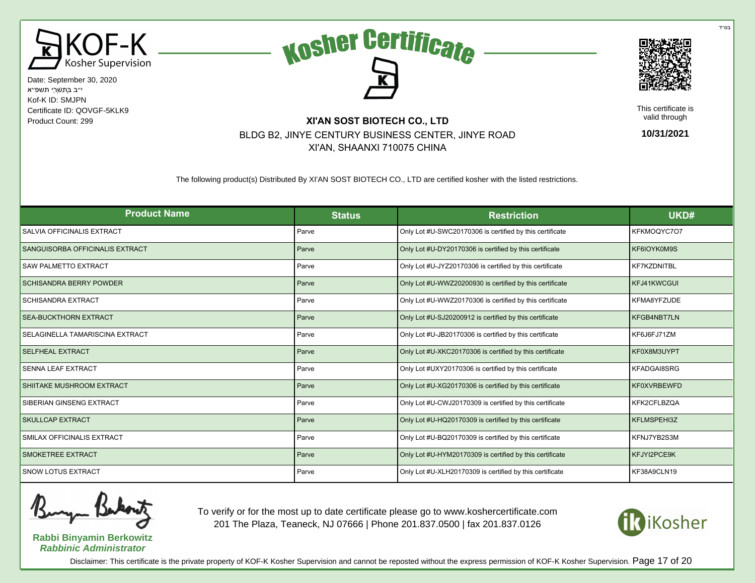בס"ד

**KOF-K Kosher Supervision**

Date: September 30, 2020
י"ב בְּתִשְׁרֵי תשפ"א
Kof-K ID: SMJPN
Certificate ID: QOVGF-5KLK9
Product Count: 299

# Kosher Certificate

**XI'AN SOST BIOTECH CO., LTD**
BLDG B2, JINYE CENTURY BUSINESS CENTER, JINYE ROAD
XI'AN, SHAANXI 710075 CHINA

This certificate is valid through
**10/31/2021**

The following product(s) Distributed By XI'AN SOST BIOTECH CO., LTD are certified kosher with the listed restrictions.

| Product Name | Status | Restriction | UKD# |
|---|---|---|---|
| SALVIA OFFICINALIS EXTRACT | Parve | Only Lot #U-SWC20170306 is certified by this certificate | KFKMOQYC7O7 |
| SANGUISORBA OFFICINALIS EXTRACT | Parve | Only Lot #U-DY20170306 is certified by this certificate | KF6IOYK0M9S |
| SAW PALMETTO EXTRACT | Parve | Only Lot #U-JYZ20170306 is certified by this certificate | KF7KZDNITBL |
| SCHISANDRA BERRY POWDER | Parve | Only Lot #U-WWZ20200930 is certified by this certificate | KFJ41KWCGUI |
| SCHISANDRA EXTRACT | Parve | Only Lot #U-WWZ20170306 is certified by this certificate | KFMA8YFZUDE |
| SEA-BUCKTHORN EXTRACT | Parve | Only Lot #U-SJ20200912 is certified by this certificate | KFGB4NBT7LN |
| SELAGINELLA TAMARISCINA EXTRACT | Parve | Only Lot #U-JB20170306 is certified by this certificate | KF6J6FJ71ZM |
| SELFHEAL EXTRACT | Parve | Only Lot #U-XKC20170306 is certified by this certificate | KF0X8M3UYPT |
| SENNA LEAF EXTRACT | Parve | Only Lot #UXY20170306 is certified by this certificate | KFADGAI8SRG |
| SHIITAKE MUSHROOM EXTRACT | Parve | Only Lot #U-XG20170306 is certified by this certificate | KF0XVRBEWFD |
| SIBERIAN GINSENG EXTRACT | Parve | Only Lot #U-CWJ20170309 is certified by this certificate | KFK2CFLBZQA |
| SKULLCAP EXTRACT | Parve | Only Lot #U-HQ20170309 is certified by this certificate | KFLMSPEHI3Z |
| SMILAX OFFICINALIS EXTRACT | Parve | Only Lot #U-BQ20170309 is certified by this certificate | KFNJ7YB2S3M |
| SMOKETREE EXTRACT | Parve | Only Lot #U-HYM20170309 is certified by this certificate | KFJYI2PCE9K |
| SNOW LOTUS EXTRACT | Parve | Only Lot #U-XLH20170309 is certified by this certificate | KF38A9CLN19 |

**Rabbi Binyamin Berkowitz**
***Rabbinic Administrator***

To verify or for the most up to date certificate please go to www.koshercertificate.com
201 The Plaza, Teaneck, NJ 07666 | Phone 201.837.0500 | fax 201.837.0126

iKosher

Disclaimer: This certificate is the private property of KOF-K Kosher Supervision and cannot be reposted without the express permission of KOF-K Kosher Supervision.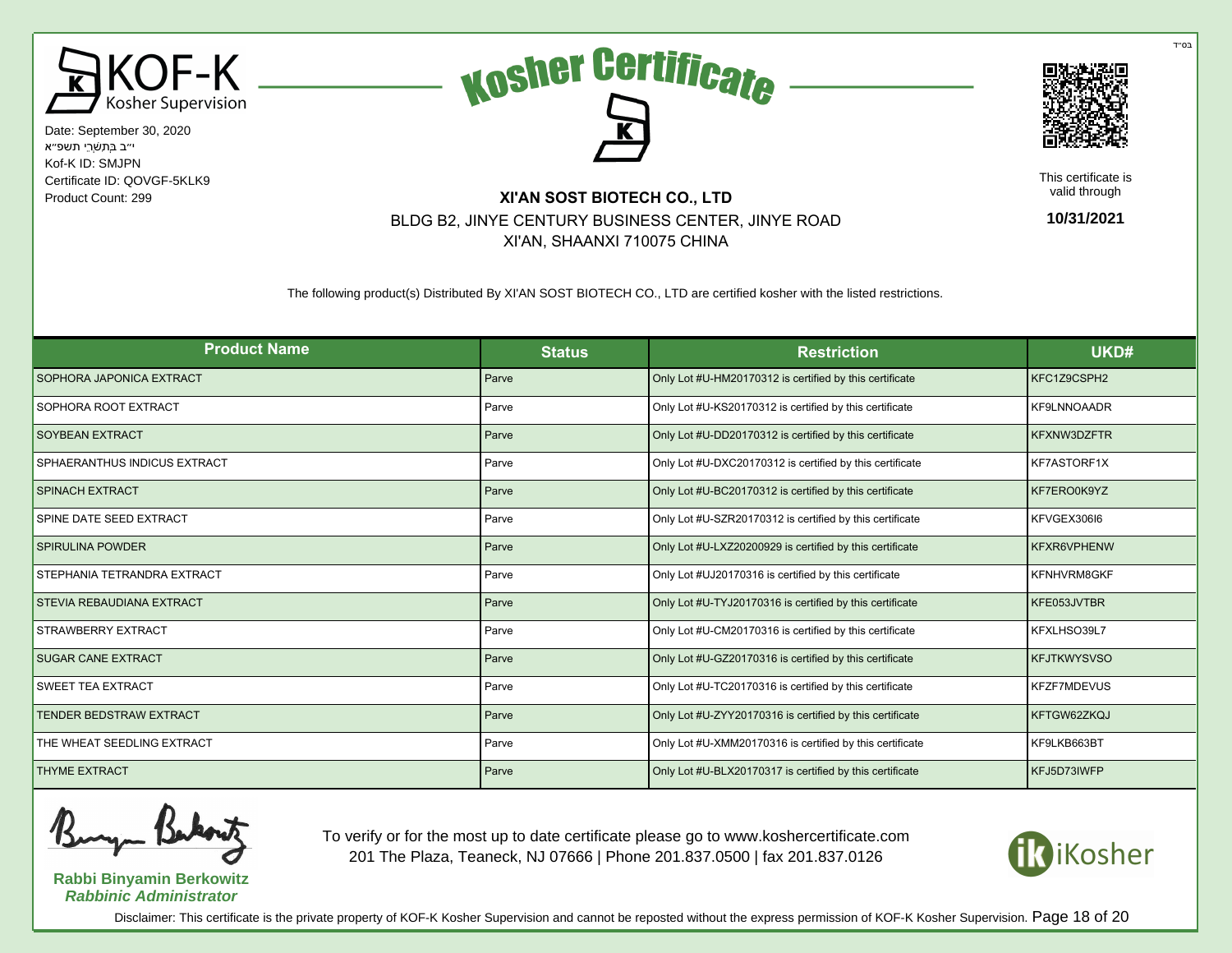בס"ד

KOF-K Kosher Supervision

Date: September 30, 2020
י"ב בְּתִשְׁרֵי תשפ"א
Kof-K ID: SMJPN
Certificate ID: QOVGF-5KLK9
Product Count: 299

# Kosher Certificate

**XI'AN SOST BIOTECH CO., LTD**
BLDG B2, JINYE CENTURY BUSINESS CENTER, JINYE ROAD
XI'AN, SHAANXI 710075 CHINA

This certificate is valid through **10/31/2021**

The following product(s) Distributed By XI'AN SOST BIOTECH CO., LTD are certified kosher with the listed restrictions.

| Product Name | Status | Restriction | UKD# |
|---|---|---|---|
| SOPHORA JAPONICA EXTRACT | Parve | Only Lot #U-HM20170312 is certified by this certificate | KFC1Z9CSPH2 |
| SOPHORA ROOT EXTRACT | Parve | Only Lot #U-KS20170312 is certified by this certificate | KF9LNNOAADR |
| SOYBEAN EXTRACT | Parve | Only Lot #U-DD20170312 is certified by this certificate | KFXNW3DZFTR |
| SPHAERANTHUS INDICUS EXTRACT | Parve | Only Lot #U-DXC20170312 is certified by this certificate | KF7ASTORF1X |
| SPINACH EXTRACT | Parve | Only Lot #U-BC20170312 is certified by this certificate | KF7ERO0K9YZ |
| SPINE DATE SEED EXTRACT | Parve | Only Lot #U-SZR20170312 is certified by this certificate | KFVGEX306I6 |
| SPIRULINA POWDER | Parve | Only Lot #U-LXZ20200929 is certified by this certificate | KFXR6VPHENW |
| STEPHANIA TETRANDRA EXTRACT | Parve | Only Lot #UJ20170316 is certified by this certificate | KFNHVRM8GKF |
| STEVIA REBAUDIANA EXTRACT | Parve | Only Lot #U-TYJ20170316 is certified by this certificate | KFE053JVTBR |
| STRAWBERRY EXTRACT | Parve | Only Lot #U-CM20170316 is certified by this certificate | KFXLHSO39L7 |
| SUGAR CANE EXTRACT | Parve | Only Lot #U-GZ20170316 is certified by this certificate | KFJTKWYSVSO |
| SWEET TEA EXTRACT | Parve | Only Lot #U-TC20170316 is certified by this certificate | KFZF7MDEVUS |
| TENDER BEDSTRAW EXTRACT | Parve | Only Lot #U-ZYY20170316 is certified by this certificate | KFTGW62ZKQJ |
| THE WHEAT SEEDLING EXTRACT | Parve | Only Lot #U-XMM20170316 is certified by this certificate | KF9LKB663BT |
| THYME EXTRACT | Parve | Only Lot #U-BLX20170317 is certified by this certificate | KFJ5D73IWFP |

**Rabbi Binyamin Berkowitz**
***Rabbinic Administrator***

To verify or for the most up to date certificate please go to www.koshercertificate.com
201 The Plaza, Teaneck, NJ 07666 | Phone 201.837.0500 | fax 201.837.0126

iKosher

Disclaimer: This certificate is the private property of KOF-K Kosher Supervision and cannot be reposted without the express permission of KOF-K Kosher Supervision.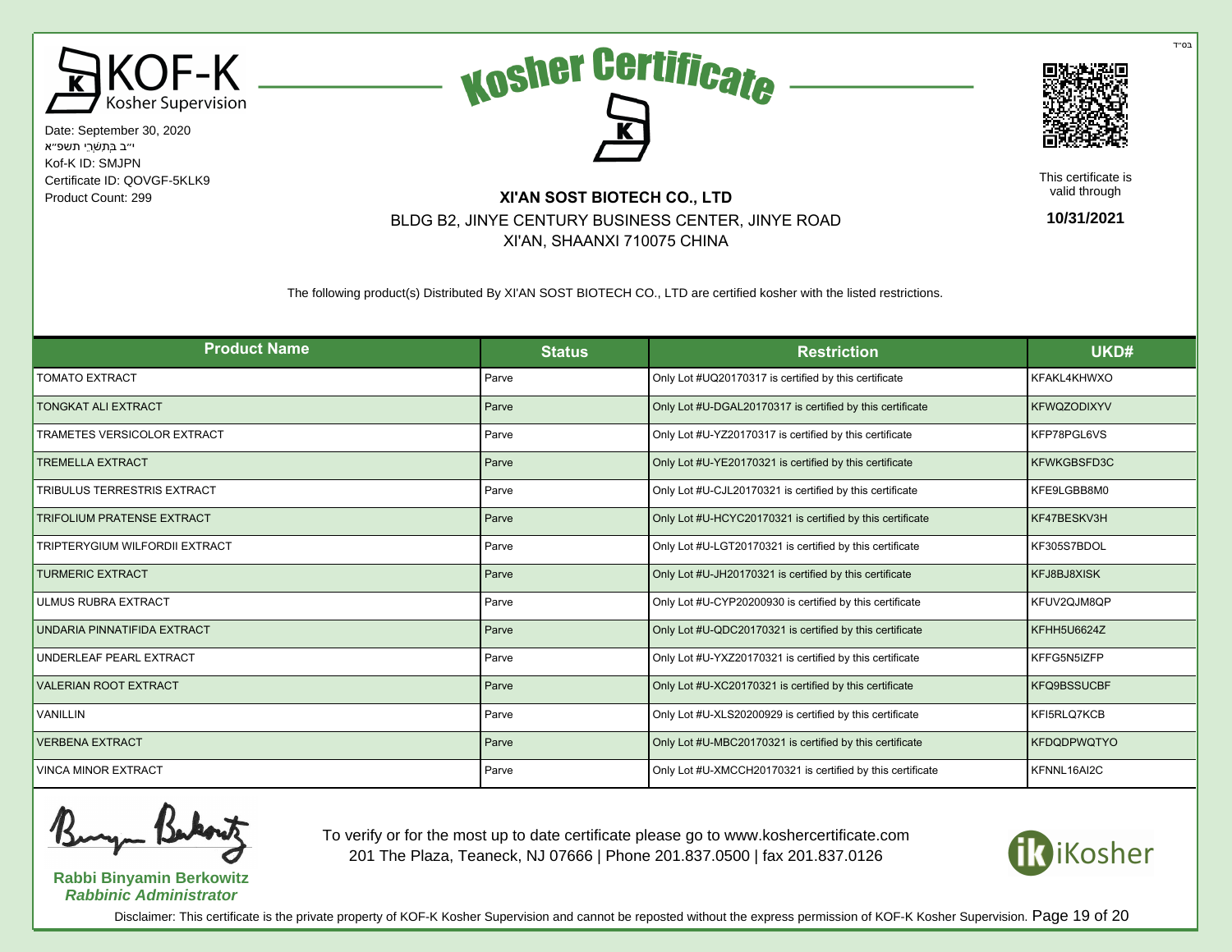בס"ד

KOF-K Kosher Supervision

# Kosher Certificate

Date: September 30, 2020
י"ב בְּתִשְׁרֵי תשפ"א
Kof-K ID: SMJPN
Certificate ID: QOVGF-5KLK9
Product Count: 299

**XI'AN SOST BIOTECH CO., LTD**
BLDG B2, JINYE CENTURY BUSINESS CENTER, JINYE ROAD
XI'AN, SHAANXI 710075 CHINA

This certificate is valid through
**10/31/2021**

The following product(s) Distributed By XI'AN SOST BIOTECH CO., LTD are certified kosher with the listed restrictions.

| Product Name | Status | Restriction | UKD# |
|---|---|---|---|
| TOMATO EXTRACT | Parve | Only Lot #UQ20170317 is certified by this certificate | KFAKL4KHWXO |
| TONGKAT ALI EXTRACT | Parve | Only Lot #U-DGAL20170317 is certified by this certificate | KFWQZODIXYV |
| TRAMETES VERSICOLOR EXTRACT | Parve | Only Lot #U-YZ20170317 is certified by this certificate | KFP78PGL6VS |
| TREMELLA EXTRACT | Parve | Only Lot #U-YE20170321 is certified by this certificate | KFWKGBSFD3C |
| TRIBULUS TERRESTRIS EXTRACT | Parve | Only Lot #U-CJL20170321 is certified by this certificate | KFE9LGBB8M0 |
| TRIFOLIUM PRATENSE EXTRACT | Parve | Only Lot #U-HCYC20170321 is certified by this certificate | KF47BESKV3H |
| TRIPTERYGIUM WILFORDII EXTRACT | Parve | Only Lot #U-LGT20170321 is certified by this certificate | KF305S7BDOL |
| TURMERIC EXTRACT | Parve | Only Lot #U-JH20170321 is certified by this certificate | KFJ8BJ8XISK |
| ULMUS RUBRA EXTRACT | Parve | Only Lot #U-CYP20200930 is certified by this certificate | KFUV2QJM8QP |
| UNDARIA PINNATIFIDA EXTRACT | Parve | Only Lot #U-QDC20170321 is certified by this certificate | KFHH5U6624Z |
| UNDERLEAF PEARL EXTRACT | Parve | Only Lot #U-YXZ20170321 is certified by this certificate | KFFG5N5IZFP |
| VALERIAN ROOT EXTRACT | Parve | Only Lot #U-XC20170321 is certified by this certificate | KFQ9BSSUCBF |
| VANILLIN | Parve | Only Lot #U-XLS20200929 is certified by this certificate | KFI5RLQ7KCB |
| VERBENA EXTRACT | Parve | Only Lot #U-MBC20170321 is certified by this certificate | KFDQDPWQTYO |
| VINCA MINOR EXTRACT | Parve | Only Lot #U-XMCCH20170321 is certified by this certificate | KFNNL16AI2C |

**Rabbi Binyamin Berkowitz**
***Rabbinic Administrator***

To verify or for the most up to date certificate please go to www.koshercertificate.com
201 The Plaza, Teaneck, NJ 07666 | Phone 201.837.0500 | fax 201.837.0126

iKosher

Disclaimer: This certificate is the private property of KOF-K Kosher Supervision and cannot be reposted without the express permission of KOF-K Kosher Supervision.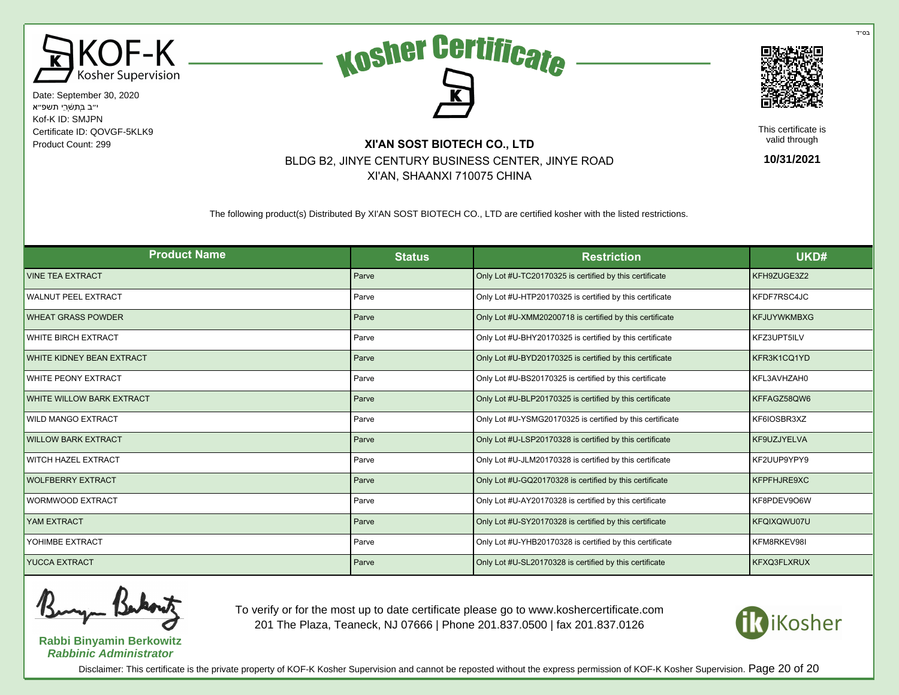בס"ד

KOF-K Kosher Supervision

Date: September 30, 2020
י"ב בְּתִשְׁרֵי תשפ"א
Kof-K ID: SMJPN
Certificate ID: QOVGF-5KLK9
Product Count: 299

# Kosher Certificate

This certificate is valid through
**10/31/2021**

**XI'AN SOST BIOTECH CO., LTD**
BLDG B2, JINYE CENTURY BUSINESS CENTER, JINYE ROAD
XI'AN, SHAANXI 710075 CHINA

The following product(s) Distributed By XI'AN SOST BIOTECH CO., LTD are certified kosher with the listed restrictions.

| Product Name | Status | Restriction | UKD# |
|---|---|---|---|
| VINE TEA EXTRACT | Parve | Only Lot #U-TC20170325 is certified by this certificate | KFH9ZUGE3Z2 |
| WALNUT PEEL EXTRACT | Parve | Only Lot #U-HTP20170325 is certified by this certificate | KFDF7RSC4JC |
| WHEAT GRASS POWDER | Parve | Only Lot #U-XMM20200718 is certified by this certificate | KFJUYWKMBXG |
| WHITE BIRCH EXTRACT | Parve | Only Lot #U-BHY20170325 is certified by this certificate | KFZ3UPT5ILV |
| WHITE KIDNEY BEAN EXTRACT | Parve | Only Lot #U-BYD20170325 is certified by this certificate | KFR3K1CQ1YD |
| WHITE PEONY EXTRACT | Parve | Only Lot #U-BS20170325 is certified by this certificate | KFL3AVHZAH0 |
| WHITE WILLOW BARK EXTRACT | Parve | Only Lot #U-BLP20170325 is certified by this certificate | KFFAGZ58QW6 |
| WILD MANGO EXTRACT | Parve | Only Lot #U-YSMG20170325 is certified by this certificate | KF6IOSBR3XZ |
| WILLOW BARK EXTRACT | Parve | Only Lot #U-LSP20170328 is certified by this certificate | KF9UZJYELVA |
| WITCH HAZEL EXTRACT | Parve | Only Lot #U-JLM20170328 is certified by this certificate | KF2UUP9YPY9 |
| WOLFBERRY EXTRACT | Parve | Only Lot #U-GQ20170328 is certified by this certificate | KFPFHJRE9XC |
| WORMWOOD EXTRACT | Parve | Only Lot #U-AY20170328 is certified by this certificate | KF8PDEV9O6W |
| YAM EXTRACT | Parve | Only Lot #U-SY20170328 is certified by this certificate | KFQIXQWU07U |
| YOHIMBE EXTRACT | Parve | Only Lot #U-YHB20170328 is certified by this certificate | KFM8RKEV98I |
| YUCCA EXTRACT | Parve | Only Lot #U-SL20170328 is certified by this certificate | KFXQ3FLXRUX |

**Rabbi Binyamin Berkowitz**
***Rabbinic Administrator***

To verify or for the most up to date certificate please go to www.koshercertificate.com
201 The Plaza, Teaneck, NJ 07666 | Phone 201.837.0500 | fax 201.837.0126

iKosher

Disclaimer: This certificate is the private property of KOF-K Kosher Supervision and cannot be reposted without the express permission of KOF-K Kosher Supervision.